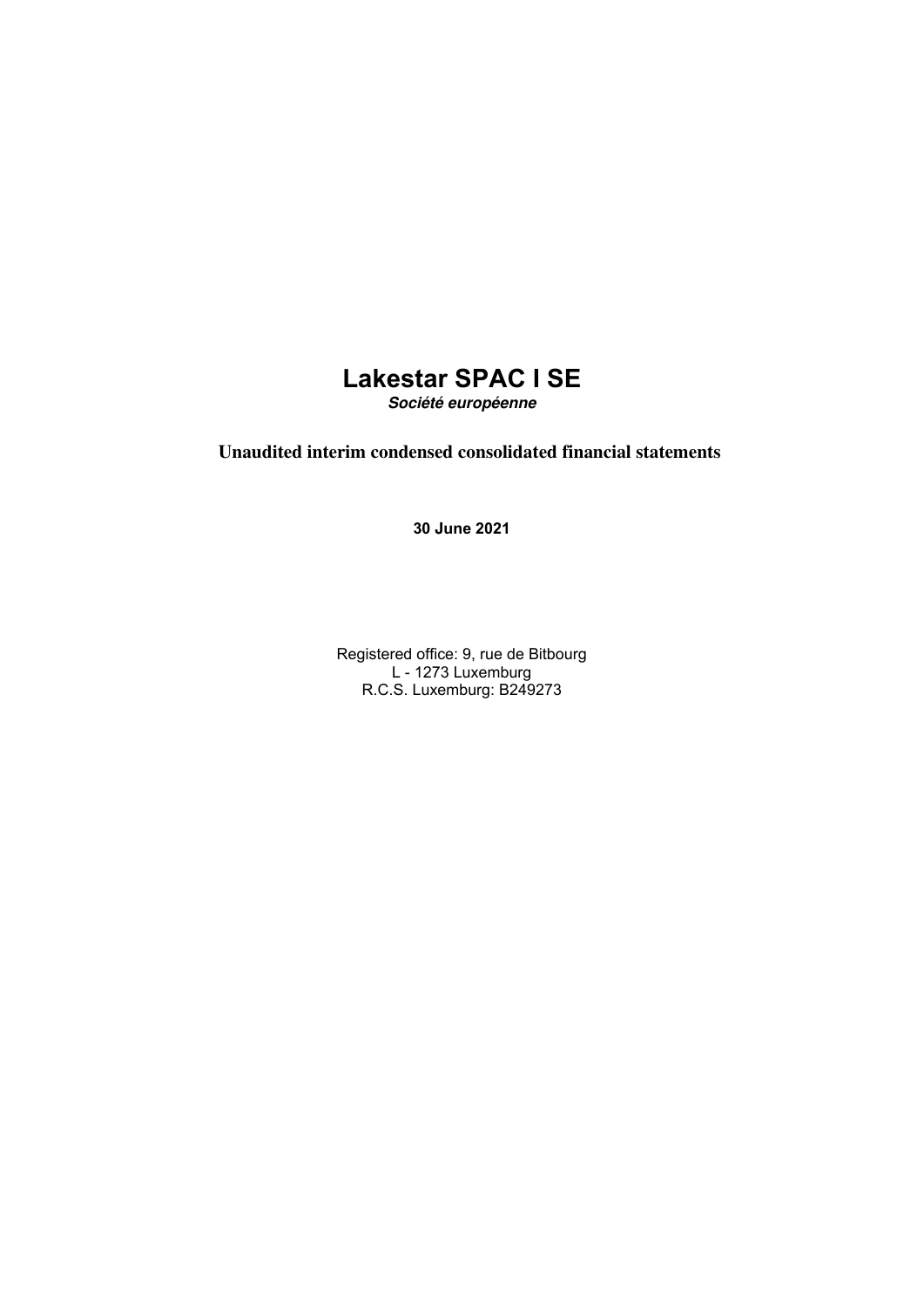# Lakestar SPAC I SE

***Société européenne***

## Unaudited interim condensed consolidated financial statements

**30 June 2021**

Registered office: 9, rue de Bitbourg
L - 1273 Luxemburg
R.C.S. Luxemburg: B249273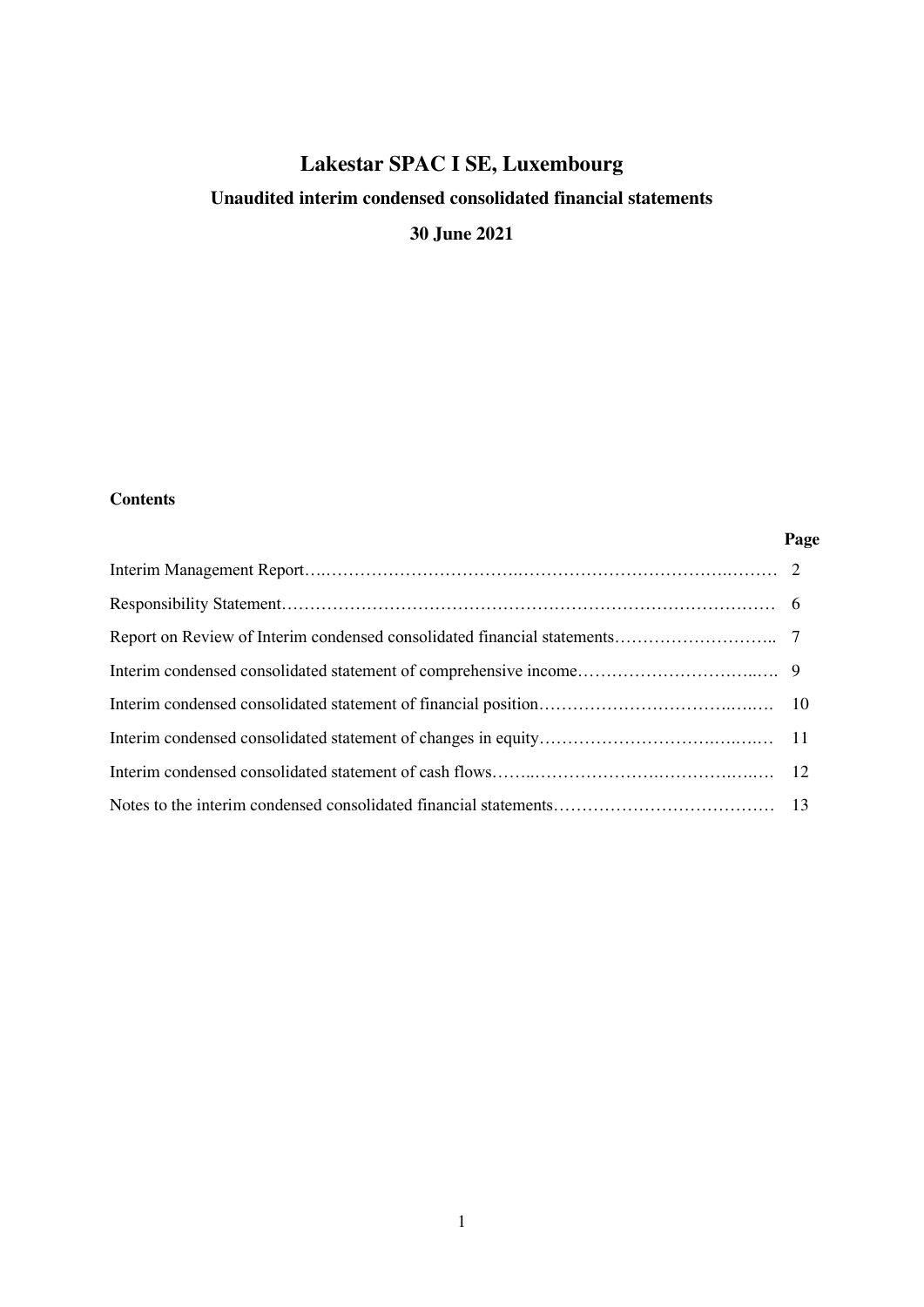# Lakestar SPAC I SE, Luxembourg

## Unaudited interim condensed consolidated financial statements

## 30 June 2021

**Contents**

| | Page |
|---|---|
| Interim Management Report | 2 |
| Responsibility Statement | 6 |
| Report on Review of Interim condensed consolidated financial statements | 7 |
| Interim condensed consolidated statement of comprehensive income | 9 |
| Interim condensed consolidated statement of financial position | 10 |
| Interim condensed consolidated statement of changes in equity | 11 |
| Interim condensed consolidated statement of cash flows | 12 |
| Notes to the interim condensed consolidated financial statements | 13 |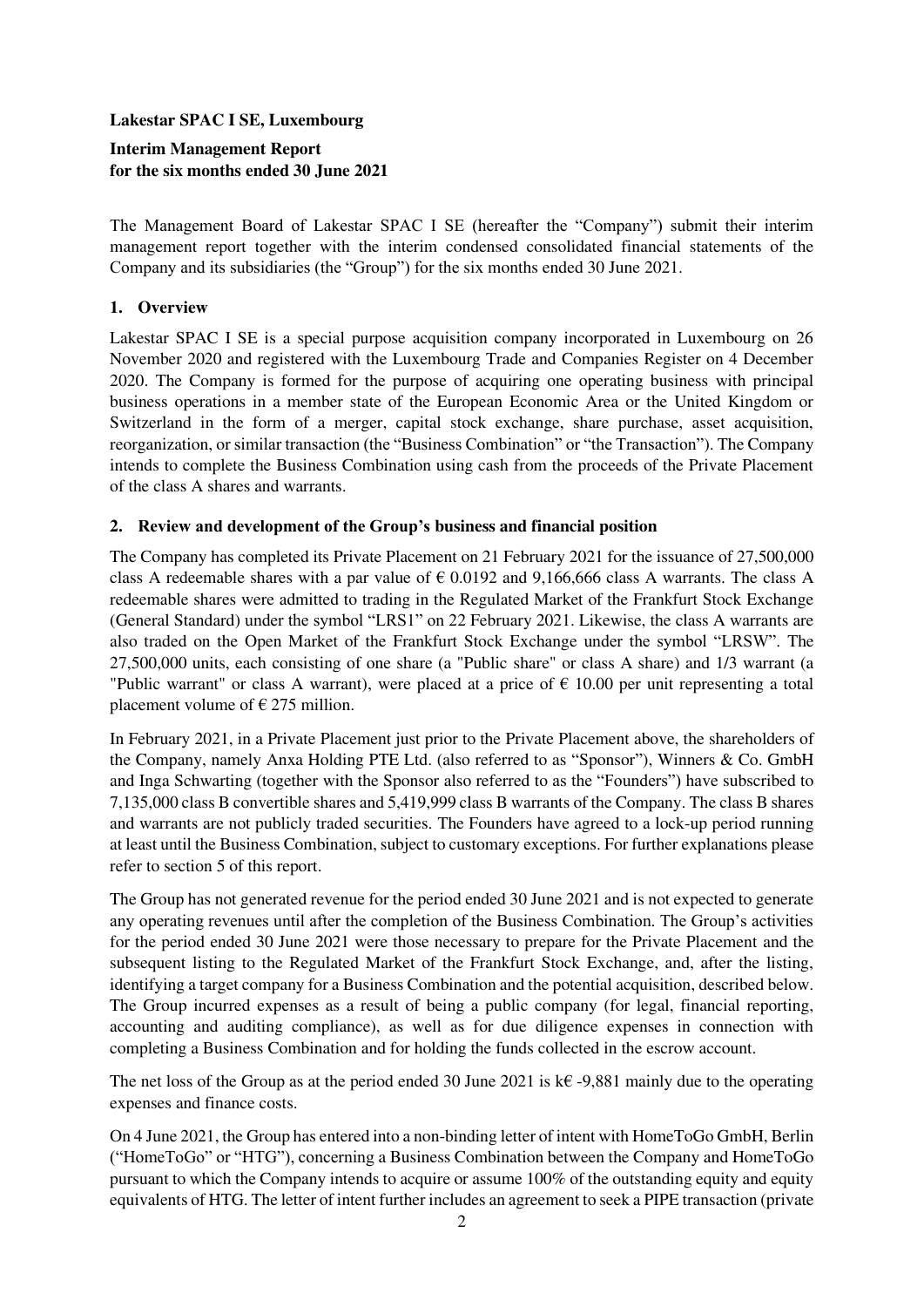**Lakestar SPAC I SE, Luxembourg**

**Interim Management Report**
**for the six months ended 30 June 2021**

The Management Board of Lakestar SPAC I SE (hereafter the "Company") submit their interim management report together with the interim condensed consolidated financial statements of the Company and its subsidiaries (the "Group") for the six months ended 30 June 2021.

## 1. Overview

Lakestar SPAC I SE is a special purpose acquisition company incorporated in Luxembourg on 26 November 2020 and registered with the Luxembourg Trade and Companies Register on 4 December 2020. The Company is formed for the purpose of acquiring one operating business with principal business operations in a member state of the European Economic Area or the United Kingdom or Switzerland in the form of a merger, capital stock exchange, share purchase, asset acquisition, reorganization, or similar transaction (the "Business Combination" or "the Transaction"). The Company intends to complete the Business Combination using cash from the proceeds of the Private Placement of the class A shares and warrants.

## 2. Review and development of the Group's business and financial position

The Company has completed its Private Placement on 21 February 2021 for the issuance of 27,500,000 class A redeemable shares with a par value of € 0.0192 and 9,166,666 class A warrants. The class A redeemable shares were admitted to trading in the Regulated Market of the Frankfurt Stock Exchange (General Standard) under the symbol "LRS1" on 22 February 2021. Likewise, the class A warrants are also traded on the Open Market of the Frankfurt Stock Exchange under the symbol "LRSW". The 27,500,000 units, each consisting of one share (a "Public share" or class A share) and 1/3 warrant (a "Public warrant" or class A warrant), were placed at a price of € 10.00 per unit representing a total placement volume of € 275 million.

In February 2021, in a Private Placement just prior to the Private Placement above, the shareholders of the Company, namely Anxa Holding PTE Ltd. (also referred to as "Sponsor"), Winners & Co. GmbH and Inga Schwarting (together with the Sponsor also referred to as the "Founders") have subscribed to 7,135,000 class B convertible shares and 5,419,999 class B warrants of the Company. The class B shares and warrants are not publicly traded securities. The Founders have agreed to a lock-up period running at least until the Business Combination, subject to customary exceptions. For further explanations please refer to section 5 of this report.

The Group has not generated revenue for the period ended 30 June 2021 and is not expected to generate any operating revenues until after the completion of the Business Combination. The Group's activities for the period ended 30 June 2021 were those necessary to prepare for the Private Placement and the subsequent listing to the Regulated Market of the Frankfurt Stock Exchange, and, after the listing, identifying a target company for a Business Combination and the potential acquisition, described below. The Group incurred expenses as a result of being a public company (for legal, financial reporting, accounting and auditing compliance), as well as for due diligence expenses in connection with completing a Business Combination and for holding the funds collected in the escrow account.

The net loss of the Group as at the period ended 30 June 2021 is k€ -9,881 mainly due to the operating expenses and finance costs.

On 4 June 2021, the Group has entered into a non-binding letter of intent with HomeToGo GmbH, Berlin ("HomeToGo" or "HTG"), concerning a Business Combination between the Company and HomeToGo pursuant to which the Company intends to acquire or assume 100% of the outstanding equity and equity equivalents of HTG. The letter of intent further includes an agreement to seek a PIPE transaction (private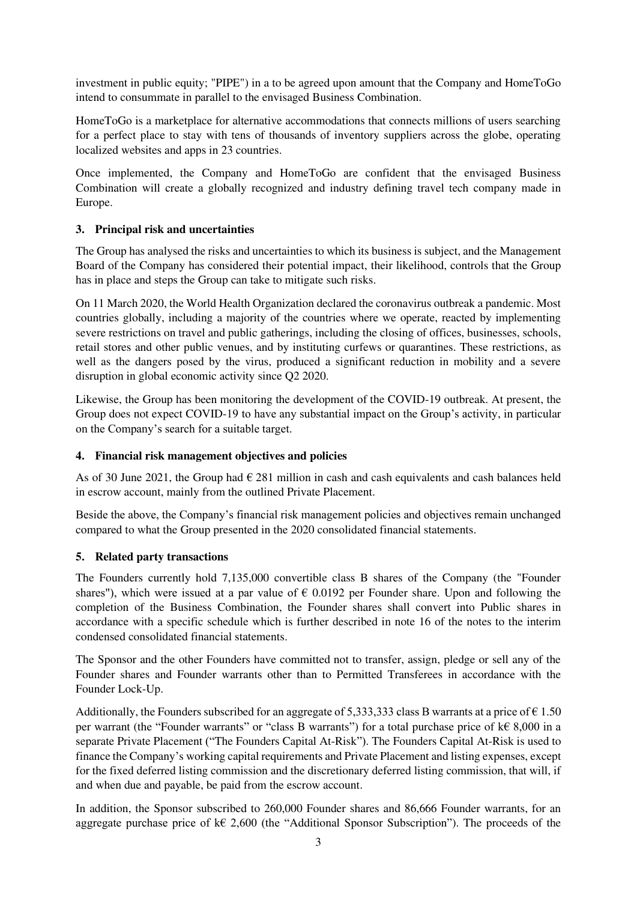investment in public equity; "PIPE") in a to be agreed upon amount that the Company and HomeToGo intend to consummate in parallel to the envisaged Business Combination.

HomeToGo is a marketplace for alternative accommodations that connects millions of users searching for a perfect place to stay with tens of thousands of inventory suppliers across the globe, operating localized websites and apps in 23 countries.

Once implemented, the Company and HomeToGo are confident that the envisaged Business Combination will create a globally recognized and industry defining travel tech company made in Europe.

### 3. Principal risk and uncertainties

The Group has analysed the risks and uncertainties to which its business is subject, and the Management Board of the Company has considered their potential impact, their likelihood, controls that the Group has in place and steps the Group can take to mitigate such risks.

On 11 March 2020, the World Health Organization declared the coronavirus outbreak a pandemic. Most countries globally, including a majority of the countries where we operate, reacted by implementing severe restrictions on travel and public gatherings, including the closing of offices, businesses, schools, retail stores and other public venues, and by instituting curfews or quarantines. These restrictions, as well as the dangers posed by the virus, produced a significant reduction in mobility and a severe disruption in global economic activity since Q2 2020.

Likewise, the Group has been monitoring the development of the COVID-19 outbreak. At present, the Group does not expect COVID-19 to have any substantial impact on the Group's activity, in particular on the Company's search for a suitable target.

### 4. Financial risk management objectives and policies

As of 30 June 2021, the Group had € 281 million in cash and cash equivalents and cash balances held in escrow account, mainly from the outlined Private Placement.

Beside the above, the Company's financial risk management policies and objectives remain unchanged compared to what the Group presented in the 2020 consolidated financial statements.

### 5. Related party transactions

The Founders currently hold 7,135,000 convertible class B shares of the Company (the "Founder shares"), which were issued at a par value of € 0.0192 per Founder share. Upon and following the completion of the Business Combination, the Founder shares shall convert into Public shares in accordance with a specific schedule which is further described in note 16 of the notes to the interim condensed consolidated financial statements.

The Sponsor and the other Founders have committed not to transfer, assign, pledge or sell any of the Founder shares and Founder warrants other than to Permitted Transferees in accordance with the Founder Lock-Up.

Additionally, the Founders subscribed for an aggregate of 5,333,333 class B warrants at a price of € 1.50 per warrant (the "Founder warrants" or "class B warrants") for a total purchase price of k€ 8,000 in a separate Private Placement ("The Founders Capital At-Risk"). The Founders Capital At-Risk is used to finance the Company's working capital requirements and Private Placement and listing expenses, except for the fixed deferred listing commission and the discretionary deferred listing commission, that will, if and when due and payable, be paid from the escrow account.

In addition, the Sponsor subscribed to 260,000 Founder shares and 86,666 Founder warrants, for an aggregate purchase price of k€ 2,600 (the "Additional Sponsor Subscription"). The proceeds of the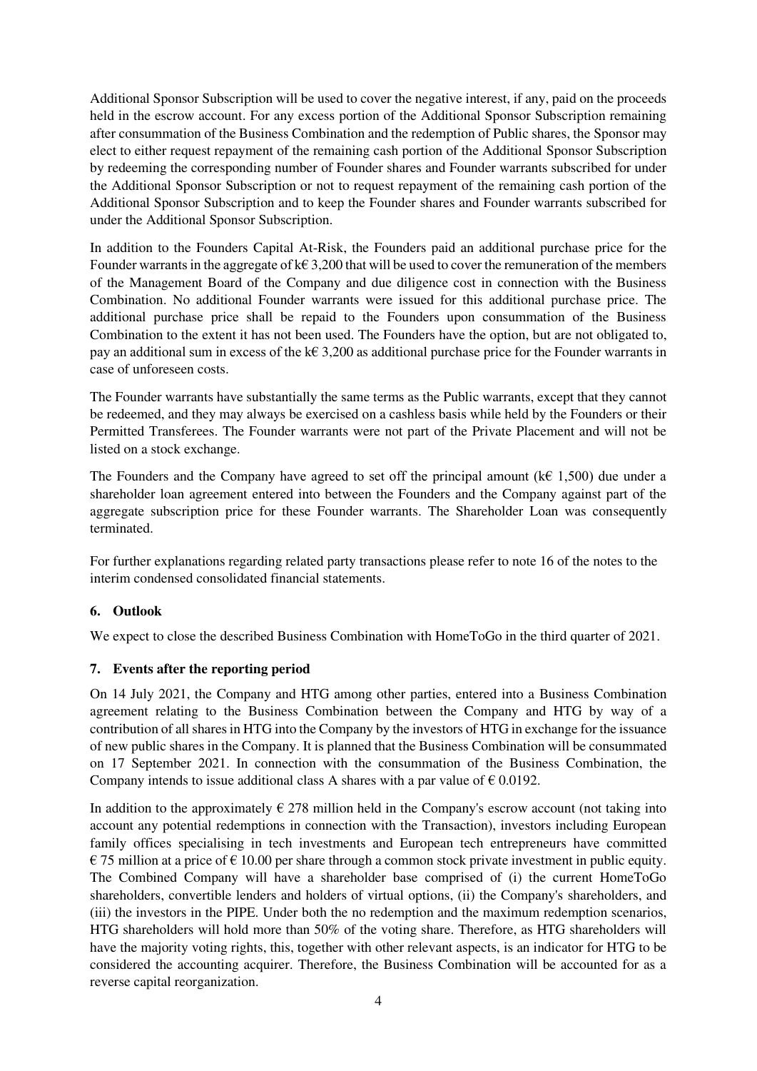Additional Sponsor Subscription will be used to cover the negative interest, if any, paid on the proceeds held in the escrow account. For any excess portion of the Additional Sponsor Subscription remaining after consummation of the Business Combination and the redemption of Public shares, the Sponsor may elect to either request repayment of the remaining cash portion of the Additional Sponsor Subscription by redeeming the corresponding number of Founder shares and Founder warrants subscribed for under the Additional Sponsor Subscription or not to request repayment of the remaining cash portion of the Additional Sponsor Subscription and to keep the Founder shares and Founder warrants subscribed for under the Additional Sponsor Subscription.

In addition to the Founders Capital At-Risk, the Founders paid an additional purchase price for the Founder warrants in the aggregate of k€ 3,200 that will be used to cover the remuneration of the members of the Management Board of the Company and due diligence cost in connection with the Business Combination. No additional Founder warrants were issued for this additional purchase price. The additional purchase price shall be repaid to the Founders upon consummation of the Business Combination to the extent it has not been used. The Founders have the option, but are not obligated to, pay an additional sum in excess of the k€ 3,200 as additional purchase price for the Founder warrants in case of unforeseen costs.

The Founder warrants have substantially the same terms as the Public warrants, except that they cannot be redeemed, and they may always be exercised on a cashless basis while held by the Founders or their Permitted Transferees. The Founder warrants were not part of the Private Placement and will not be listed on a stock exchange.

The Founders and the Company have agreed to set off the principal amount (k€ 1,500) due under a shareholder loan agreement entered into between the Founders and the Company against part of the aggregate subscription price for these Founder warrants. The Shareholder Loan was consequently terminated.

For further explanations regarding related party transactions please refer to note 16 of the notes to the interim condensed consolidated financial statements.

## 6. Outlook

We expect to close the described Business Combination with HomeToGo in the third quarter of 2021.

## 7. Events after the reporting period

On 14 July 2021, the Company and HTG among other parties, entered into a Business Combination agreement relating to the Business Combination between the Company and HTG by way of a contribution of all shares in HTG into the Company by the investors of HTG in exchange for the issuance of new public shares in the Company. It is planned that the Business Combination will be consummated on 17 September 2021. In connection with the consummation of the Business Combination, the Company intends to issue additional class A shares with a par value of € 0.0192.

In addition to the approximately € 278 million held in the Company's escrow account (not taking into account any potential redemptions in connection with the Transaction), investors including European family offices specialising in tech investments and European tech entrepreneurs have committed € 75 million at a price of € 10.00 per share through a common stock private investment in public equity. The Combined Company will have a shareholder base comprised of (i) the current HomeToGo shareholders, convertible lenders and holders of virtual options, (ii) the Company's shareholders, and (iii) the investors in the PIPE. Under both the no redemption and the maximum redemption scenarios, HTG shareholders will hold more than 50% of the voting share. Therefore, as HTG shareholders will have the majority voting rights, this, together with other relevant aspects, is an indicator for HTG to be considered the accounting acquirer. Therefore, the Business Combination will be accounted for as a reverse capital reorganization.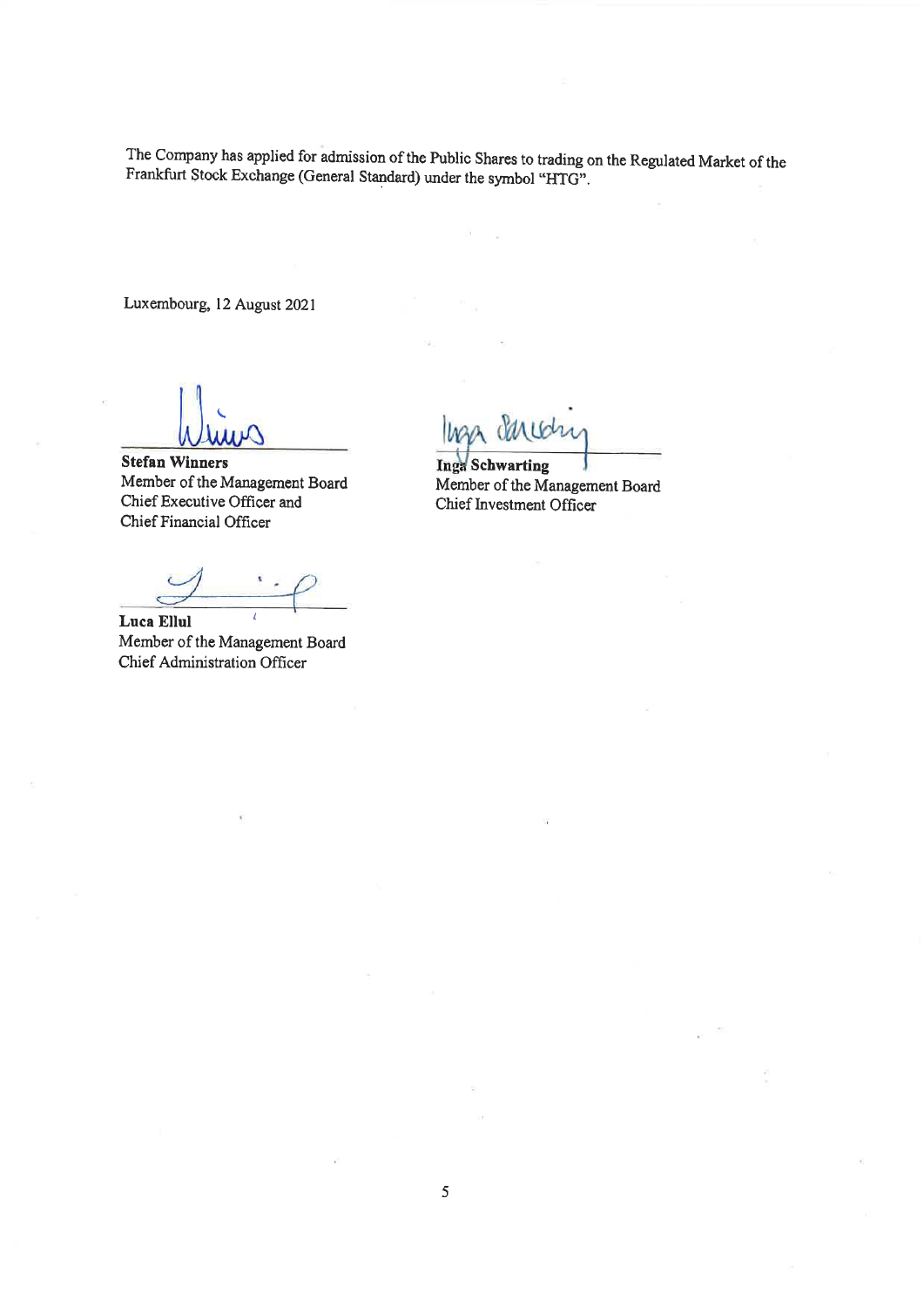The Company has applied for admission of the Public Shares to trading on the Regulated Market of the Frankfurt Stock Exchange (General Standard) under the symbol "HTG".

Luxembourg, 12 August 2021

**Stefan Winners**
Member of the Management Board
Chief Executive Officer and
Chief Financial Officer

**Inga Schwarting**
Member of the Management Board
Chief Investment Officer

**Luca Ellul**
Member of the Management Board
Chief Administration Officer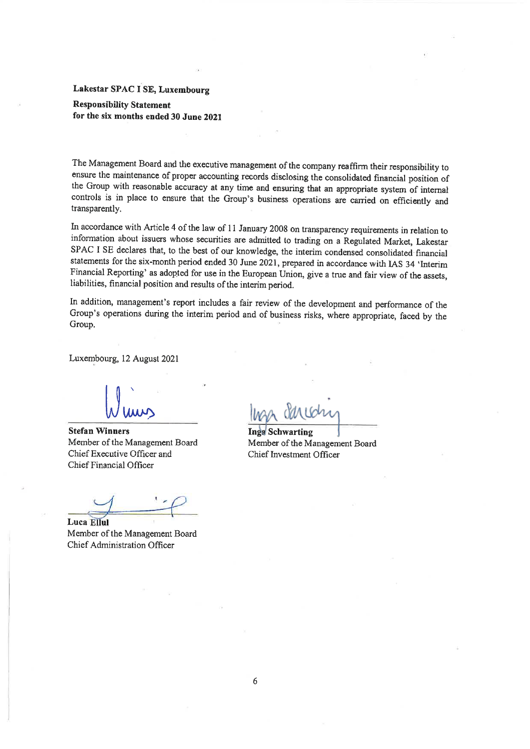**Lakestar SPAC I SE, Luxembourg**

**Responsibility Statement**
**for the six months ended 30 June 2021**

The Management Board and the executive management of the company reaffirm their responsibility to ensure the maintenance of proper accounting records disclosing the consolidated financial position of the Group with reasonable accuracy at any time and ensuring that an appropriate system of internal controls is in place to ensure that the Group's business operations are carried on efficiently and transparently.

In accordance with Article 4 of the law of 11 January 2008 on transparency requirements in relation to information about issuers whose securities are admitted to trading on a Regulated Market, Lakestar SPAC I SE declares that, to the best of our knowledge, the interim condensed consolidated financial statements for the six-month period ended 30 June 2021, prepared in accordance with IAS 34 'Interim Financial Reporting' as adopted for use in the European Union, give a true and fair view of the assets, liabilities, financial position and results of the interim period.

In addition, management's report includes a fair review of the development and performance of the Group's operations during the interim period and of business risks, where appropriate, faced by the Group.

Luxembourg, 12 August 2021

**Stefan Winners**
Member of the Management Board
Chief Executive Officer and
Chief Financial Officer

**Inga Schwarting**
Member of the Management Board
Chief Investment Officer

**Luca Ellul**
Member of the Management Board
Chief Administration Officer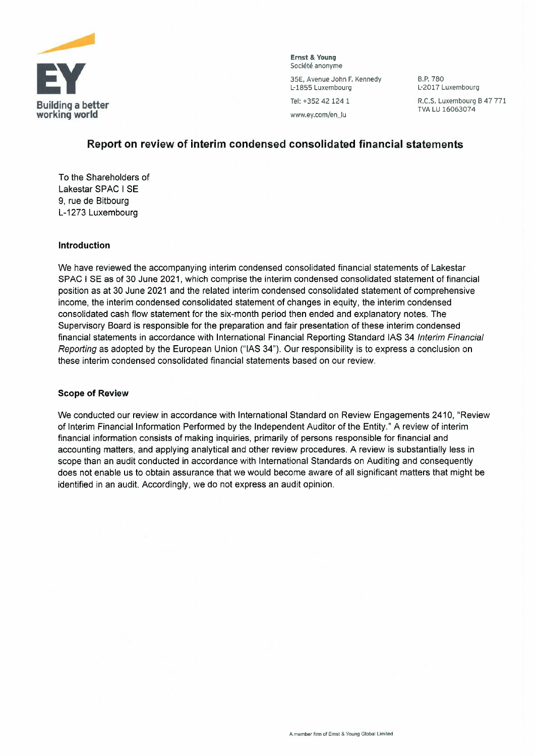**Ernst & Young**
Société anonyme

35E, Avenue John F. Kennedy
L-1855 Luxembourg

Tel: +352 42 124 1

www.ey.com/en_lu

B.P. 780
L-2017 Luxembourg

R.C.S. Luxembourg B 47 771
TVA LU 16063074

## Report on review of interim condensed consolidated financial statements

To the Shareholders of
Lakestar SPAC I SE
9, rue de Bitbourg
L-1273 Luxembourg

### Introduction

We have reviewed the accompanying interim condensed consolidated financial statements of Lakestar SPAC I SE as of 30 June 2021, which comprise the interim condensed consolidated statement of financial position as at 30 June 2021 and the related interim condensed consolidated statement of comprehensive income, the interim condensed consolidated statement of changes in equity, the interim condensed consolidated cash flow statement for the six-month period then ended and explanatory notes. The Supervisory Board is responsible for the preparation and fair presentation of these interim condensed financial statements in accordance with International Financial Reporting Standard IAS 34 *Interim Financial Reporting* as adopted by the European Union ("IAS 34"). Our responsibility is to express a conclusion on these interim condensed consolidated financial statements based on our review.

### Scope of Review

We conducted our review in accordance with International Standard on Review Engagements 2410, "Review of Interim Financial Information Performed by the Independent Auditor of the Entity." A review of interim financial information consists of making inquiries, primarily of persons responsible for financial and accounting matters, and applying analytical and other review procedures. A review is substantially less in scope than an audit conducted in accordance with International Standards on Auditing and consequently does not enable us to obtain assurance that we would become aware of all significant matters that might be identified in an audit. Accordingly, we do not express an audit opinion.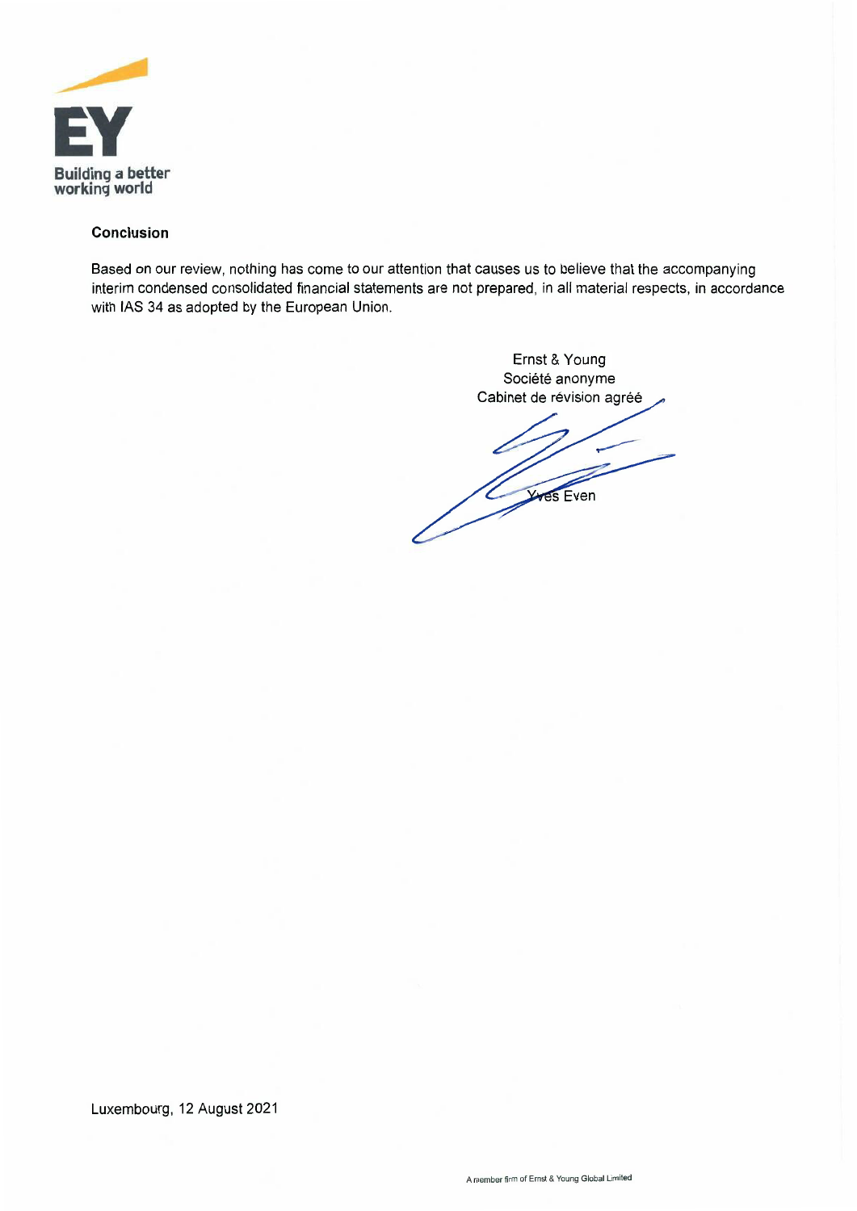EY

Building a better working world

**Conclusion**

Based on our review, nothing has come to our attention that causes us to believe that the accompanying interim condensed consolidated financial statements are not prepared, in all material respects, in accordance with IAS 34 as adopted by the European Union.

Ernst & Young
Société anonyme
Cabinet de révision agréé

Yves Even

Luxembourg, 12 August 2021

A member firm of Ernst & Young Global Limited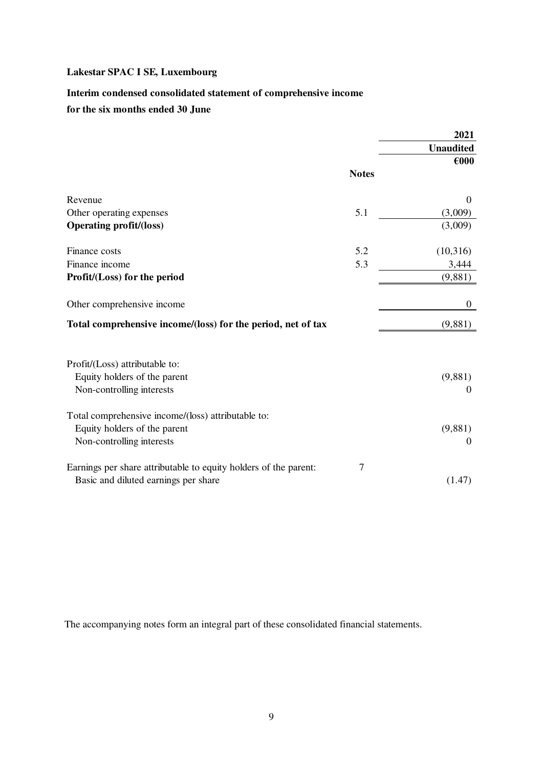**Lakestar SPAC I SE, Luxembourg**

**Interim condensed consolidated statement of comprehensive income**
**for the six months ended 30 June**

| | Notes | 2021 Unaudited €000 |
|---|---|---|
| Revenue | | 0 |
| Other operating expenses | 5.1 | (3,009) |
| **Operating profit/(loss)** | | (3,009) |
| | | |
| Finance costs | 5.2 | (10,316) |
| Finance income | 5.3 | 3,444 |
| **Profit/(Loss) for the period** | | (9,881) |
| | | |
| Other comprehensive income | | 0 |
| **Total comprehensive income/(loss) for the period, net of tax** | | (9,881) |
| | | |
| Profit/(Loss) attributable to: | | |
| Equity holders of the parent | | (9,881) |
| Non-controlling interests | | 0 |
| | | |
| Total comprehensive income/(loss) attributable to: | | |
| Equity holders of the parent | | (9,881) |
| Non-controlling interests | | 0 |
| | | |
| Earnings per share attributable to equity holders of the parent: | 7 | |
| Basic and diluted earnings per share | | (1.47) |

The accompanying notes form an integral part of these consolidated financial statements.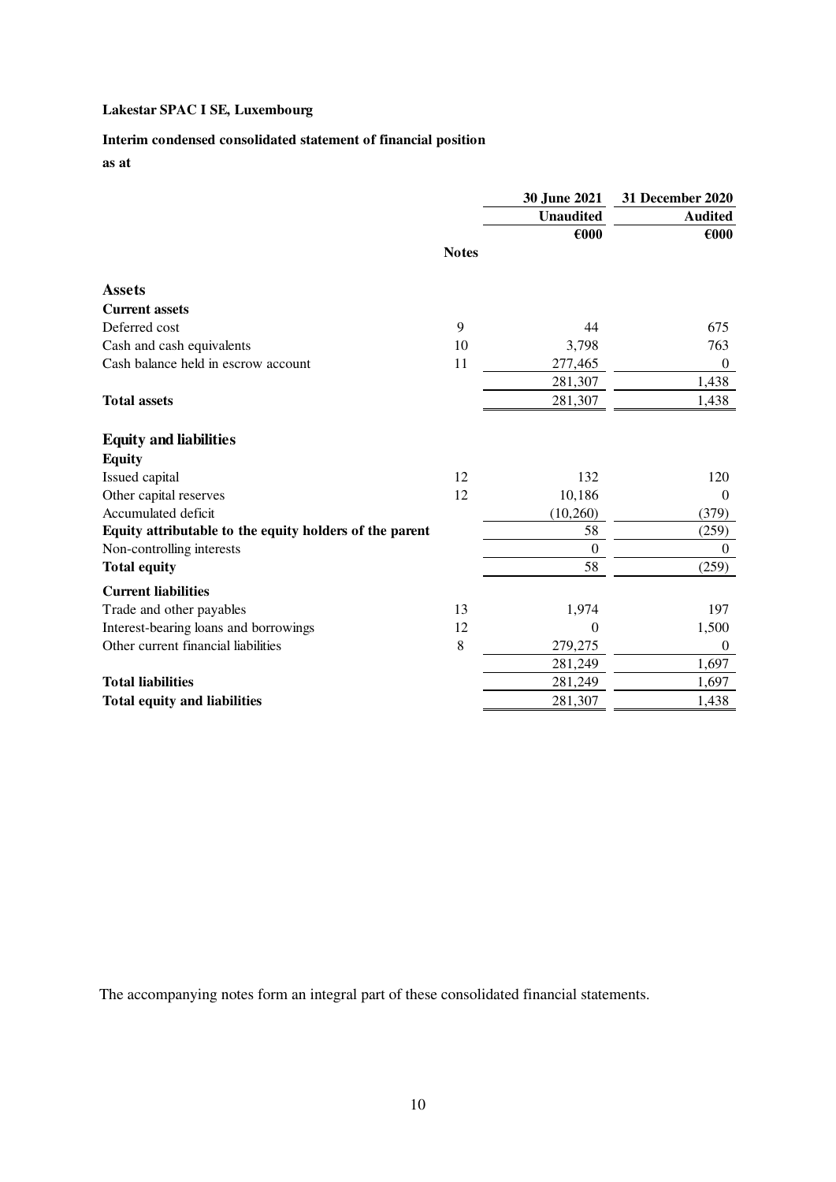**Lakestar SPAC I SE, Luxembourg**

**Interim condensed consolidated statement of financial position**

**as at**

| | Notes | 30 June 2021 | 31 December 2020 |
|---|---|---|---|
| | | Unaudited | Audited |
| | | €000 | €000 |
| **Assets** | | | |
| **Current assets** | | | |
| Deferred cost | 9 | 44 | 675 |
| Cash and cash equivalents | 10 | 3,798 | 763 |
| Cash balance held in escrow account | 11 | 277,465 | 0 |
| | | 281,307 | 1,438 |
| **Total assets** | | 281,307 | 1,438 |
| **Equity and liabilities** | | | |
| **Equity** | | | |
| Issued capital | 12 | 132 | 120 |
| Other capital reserves | 12 | 10,186 | 0 |
| Accumulated deficit | | (10,260) | (379) |
| **Equity attributable to the equity holders of the parent** | | 58 | (259) |
| Non-controlling interests | | 0 | 0 |
| **Total equity** | | 58 | (259) |
| **Current liabilities** | | | |
| Trade and other payables | 13 | 1,974 | 197 |
| Interest-bearing loans and borrowings | 12 | 0 | 1,500 |
| Other current financial liabilities | 8 | 279,275 | 0 |
| | | 281,249 | 1,697 |
| **Total liabilities** | | 281,249 | 1,697 |
| **Total equity and liabilities** | | 281,307 | 1,438 |

The accompanying notes form an integral part of these consolidated financial statements.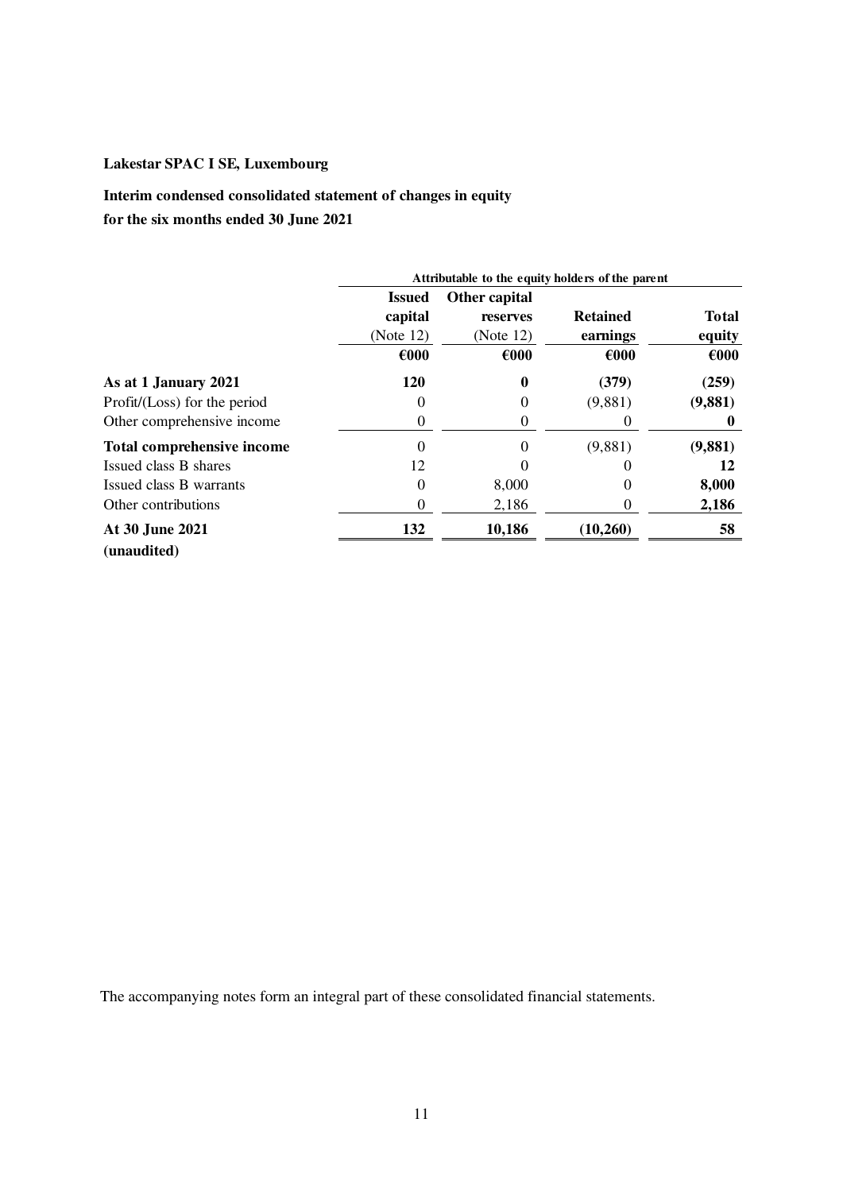**Lakestar SPAC I SE, Luxembourg**

**Interim condensed consolidated statement of changes in equity**
**for the six months ended 30 June 2021**

| | Attributable to the equity holders of the parent | | | |
|---|---|---|---|---|
| | **Issued capital** (Note 12) | **Other capital reserves** (Note 12) | **Retained earnings** | **Total equity** |
| | **€000** | **€000** | **€000** | **€000** |
| **As at 1 January 2021** | **120** | **0** | **(379)** | **(259)** |
| Profit/(Loss) for the period | 0 | 0 | (9,881) | **(9,881)** |
| Other comprehensive income | 0 | 0 | 0 | **0** |
| **Total comprehensive income** | 0 | 0 | (9,881) | **(9,881)** |
| Issued class B shares | 12 | 0 | 0 | **12** |
| Issued class B warrants | 0 | 8,000 | 0 | **8,000** |
| Other contributions | 0 | 2,186 | 0 | **2,186** |
| **At 30 June 2021 (unaudited)** | **132** | **10,186** | **(10,260)** | **58** |

The accompanying notes form an integral part of these consolidated financial statements.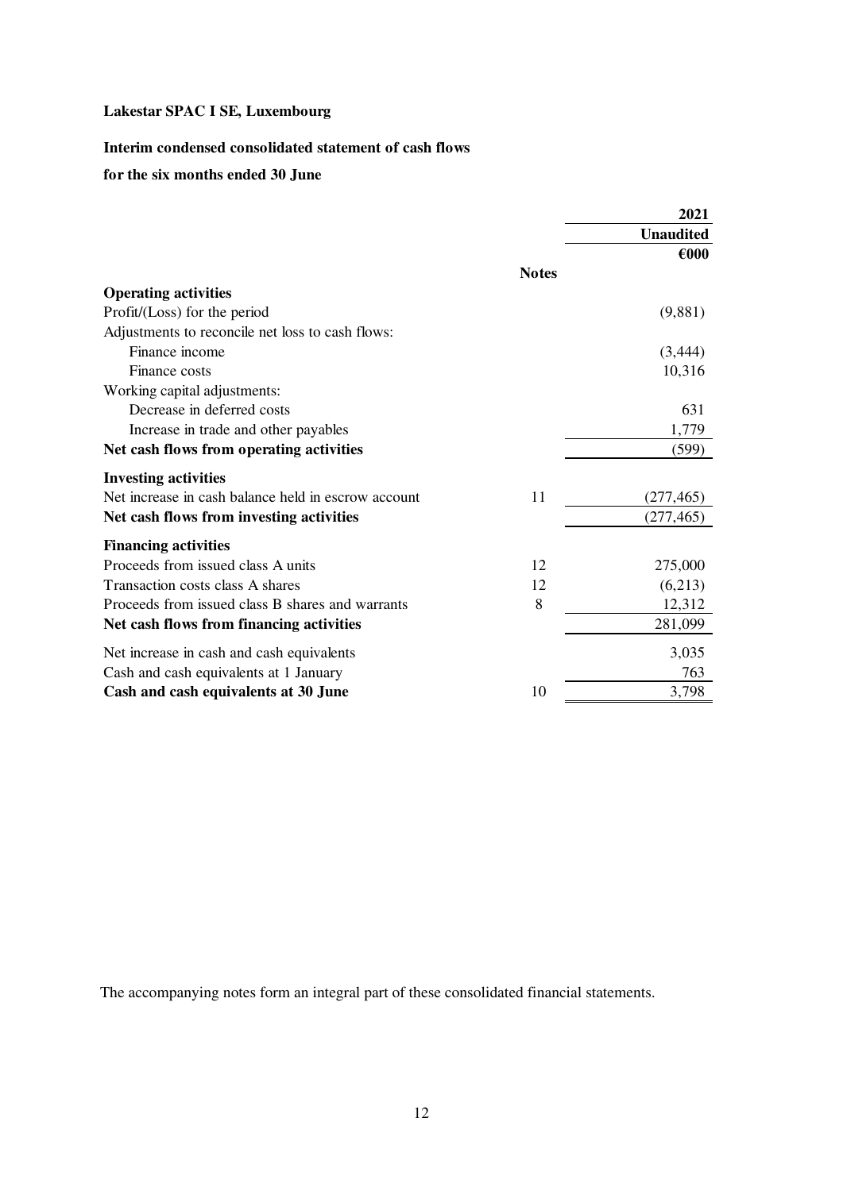**Lakestar SPAC I SE, Luxembourg**

**Interim condensed consolidated statement of cash flows**

**for the six months ended 30 June**

| | Notes | 2021 Unaudited €000 |
|---|---|---|
| **Operating activities** | | |
| Profit/(Loss) for the period | | (9,881) |
| Adjustments to reconcile net loss to cash flows: | | |
| Finance income | | (3,444) |
| Finance costs | | 10,316 |
| Working capital adjustments: | | |
| Decrease in deferred costs | | 631 |
| Increase in trade and other payables | | 1,779 |
| **Net cash flows from operating activities** | | (599) |
| **Investing activities** | | |
| Net increase in cash balance held in escrow account | 11 | (277,465) |
| **Net cash flows from investing activities** | | (277,465) |
| **Financing activities** | | |
| Proceeds from issued class A units | 12 | 275,000 |
| Transaction costs class A shares | 12 | (6,213) |
| Proceeds from issued class B shares and warrants | 8 | 12,312 |
| **Net cash flows from financing activities** | | 281,099 |
| Net increase in cash and cash equivalents | | 3,035 |
| Cash and cash equivalents at 1 January | | 763 |
| **Cash and cash equivalents at 30 June** | 10 | 3,798 |

The accompanying notes form an integral part of these consolidated financial statements.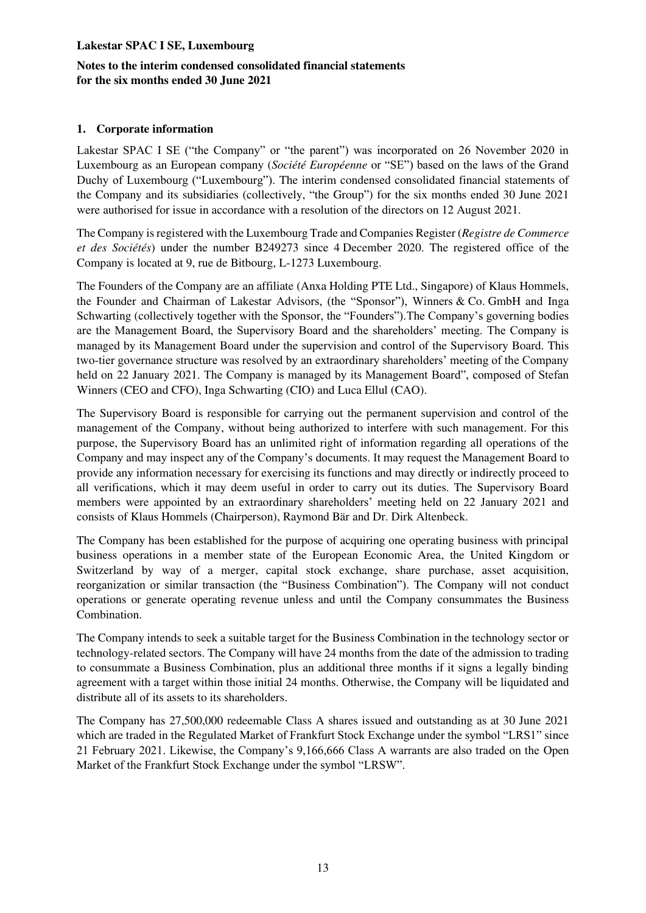**Lakestar SPAC I SE, Luxembourg**

**Notes to the interim condensed consolidated financial statements for the six months ended 30 June 2021**

## 1. Corporate information

Lakestar SPAC I SE ("the Company" or "the parent") was incorporated on 26 November 2020 in Luxembourg as an European company (*Société Européenne* or "SE") based on the laws of the Grand Duchy of Luxembourg ("Luxembourg"). The interim condensed consolidated financial statements of the Company and its subsidiaries (collectively, "the Group") for the six months ended 30 June 2021 were authorised for issue in accordance with a resolution of the directors on 12 August 2021.

The Company is registered with the Luxembourg Trade and Companies Register (*Registre de Commerce et des Sociétés*) under the number B249273 since 4 December 2020. The registered office of the Company is located at 9, rue de Bitbourg, L-1273 Luxembourg.

The Founders of the Company are an affiliate (Anxa Holding PTE Ltd., Singapore) of Klaus Hommels, the Founder and Chairman of Lakestar Advisors, (the "Sponsor"), Winners & Co. GmbH and Inga Schwarting (collectively together with the Sponsor, the "Founders").The Company's governing bodies are the Management Board, the Supervisory Board and the shareholders' meeting. The Company is managed by its Management Board under the supervision and control of the Supervisory Board. This two-tier governance structure was resolved by an extraordinary shareholders' meeting of the Company held on 22 January 2021. The Company is managed by its Management Board", composed of Stefan Winners (CEO and CFO), Inga Schwarting (CIO) and Luca Ellul (CAO).

The Supervisory Board is responsible for carrying out the permanent supervision and control of the management of the Company, without being authorized to interfere with such management. For this purpose, the Supervisory Board has an unlimited right of information regarding all operations of the Company and may inspect any of the Company's documents. It may request the Management Board to provide any information necessary for exercising its functions and may directly or indirectly proceed to all verifications, which it may deem useful in order to carry out its duties. The Supervisory Board members were appointed by an extraordinary shareholders' meeting held on 22 January 2021 and consists of Klaus Hommels (Chairperson), Raymond Bär and Dr. Dirk Altenbeck.

The Company has been established for the purpose of acquiring one operating business with principal business operations in a member state of the European Economic Area, the United Kingdom or Switzerland by way of a merger, capital stock exchange, share purchase, asset acquisition, reorganization or similar transaction (the "Business Combination"). The Company will not conduct operations or generate operating revenue unless and until the Company consummates the Business Combination.

The Company intends to seek a suitable target for the Business Combination in the technology sector or technology-related sectors. The Company will have 24 months from the date of the admission to trading to consummate a Business Combination, plus an additional three months if it signs a legally binding agreement with a target within those initial 24 months. Otherwise, the Company will be liquidated and distribute all of its assets to its shareholders.

The Company has 27,500,000 redeemable Class A shares issued and outstanding as at 30 June 2021 which are traded in the Regulated Market of Frankfurt Stock Exchange under the symbol "LRS1" since 21 February 2021. Likewise, the Company's 9,166,666 Class A warrants are also traded on the Open Market of the Frankfurt Stock Exchange under the symbol "LRSW".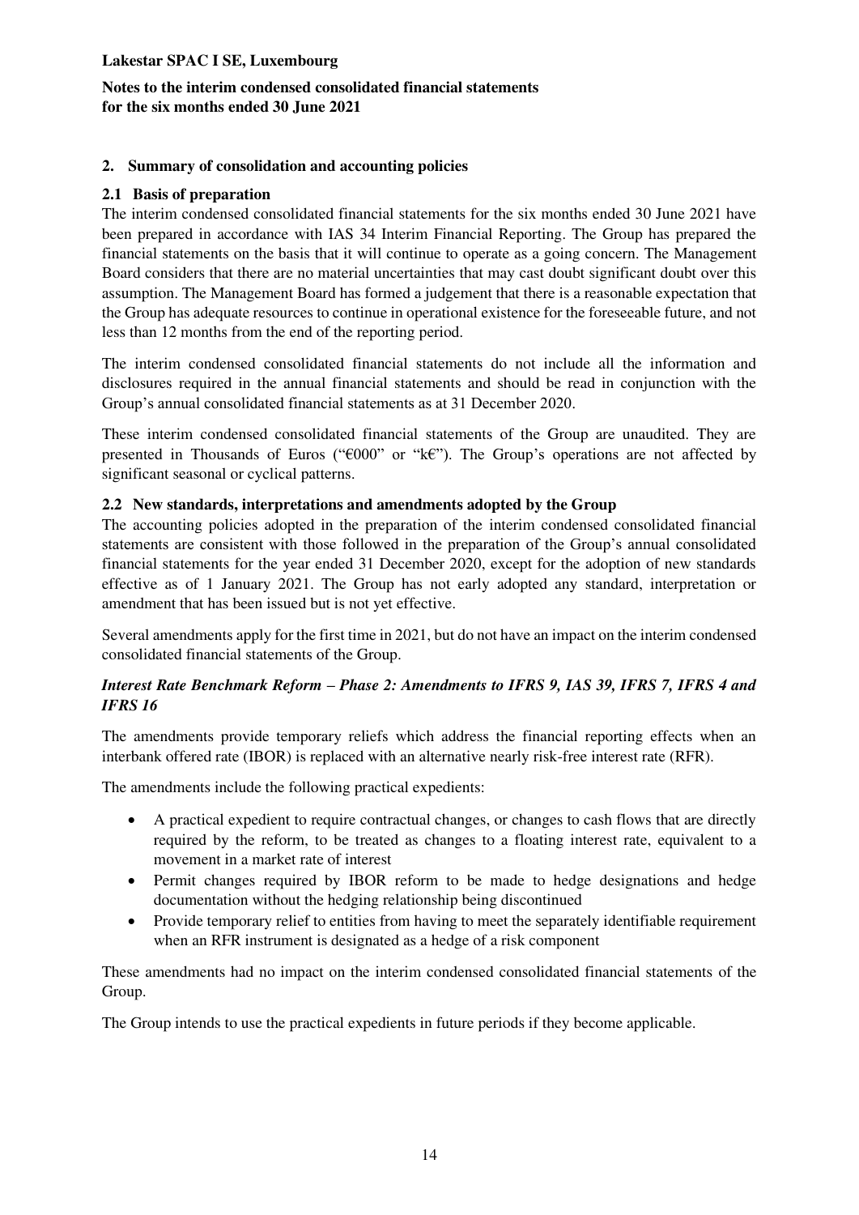## 2. Summary of consolidation and accounting policies

### 2.1 Basis of preparation

The interim condensed consolidated financial statements for the six months ended 30 June 2021 have been prepared in accordance with IAS 34 Interim Financial Reporting. The Group has prepared the financial statements on the basis that it will continue to operate as a going concern. The Management Board considers that there are no material uncertainties that may cast doubt significant doubt over this assumption. The Management Board has formed a judgement that there is a reasonable expectation that the Group has adequate resources to continue in operational existence for the foreseeable future, and not less than 12 months from the end of the reporting period.

The interim condensed consolidated financial statements do not include all the information and disclosures required in the annual financial statements and should be read in conjunction with the Group's annual consolidated financial statements as at 31 December 2020.

These interim condensed consolidated financial statements of the Group are unaudited. They are presented in Thousands of Euros ("€000" or "k€"). The Group's operations are not affected by significant seasonal or cyclical patterns.

### 2.2 New standards, interpretations and amendments adopted by the Group

The accounting policies adopted in the preparation of the interim condensed consolidated financial statements are consistent with those followed in the preparation of the Group's annual consolidated financial statements for the year ended 31 December 2020, except for the adoption of new standards effective as of 1 January 2021. The Group has not early adopted any standard, interpretation or amendment that has been issued but is not yet effective.

Several amendments apply for the first time in 2021, but do not have an impact on the interim condensed consolidated financial statements of the Group.

***Interest Rate Benchmark Reform – Phase 2: Amendments to IFRS 9, IAS 39, IFRS 7, IFRS 4 and IFRS 16***

The amendments provide temporary reliefs which address the financial reporting effects when an interbank offered rate (IBOR) is replaced with an alternative nearly risk-free interest rate (RFR).

The amendments include the following practical expedients:

- A practical expedient to require contractual changes, or changes to cash flows that are directly required by the reform, to be treated as changes to a floating interest rate, equivalent to a movement in a market rate of interest
- Permit changes required by IBOR reform to be made to hedge designations and hedge documentation without the hedging relationship being discontinued
- Provide temporary relief to entities from having to meet the separately identifiable requirement when an RFR instrument is designated as a hedge of a risk component

These amendments had no impact on the interim condensed consolidated financial statements of the Group.

The Group intends to use the practical expedients in future periods if they become applicable.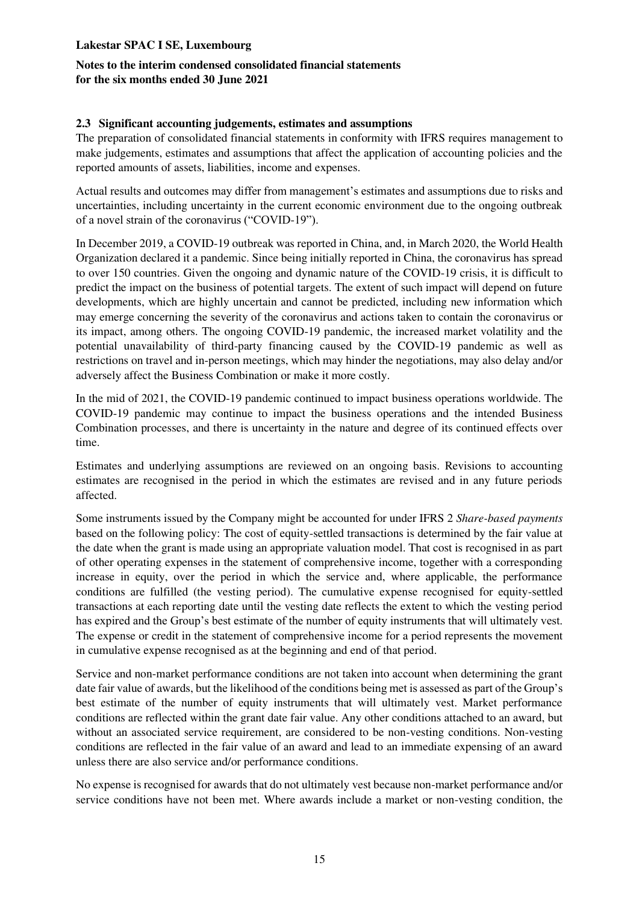### 2.3 Significant accounting judgements, estimates and assumptions

The preparation of consolidated financial statements in conformity with IFRS requires management to make judgements, estimates and assumptions that affect the application of accounting policies and the reported amounts of assets, liabilities, income and expenses.

Actual results and outcomes may differ from management's estimates and assumptions due to risks and uncertainties, including uncertainty in the current economic environment due to the ongoing outbreak of a novel strain of the coronavirus ("COVID-19").

In December 2019, a COVID-19 outbreak was reported in China, and, in March 2020, the World Health Organization declared it a pandemic. Since being initially reported in China, the coronavirus has spread to over 150 countries. Given the ongoing and dynamic nature of the COVID-19 crisis, it is difficult to predict the impact on the business of potential targets. The extent of such impact will depend on future developments, which are highly uncertain and cannot be predicted, including new information which may emerge concerning the severity of the coronavirus and actions taken to contain the coronavirus or its impact, among others. The ongoing COVID-19 pandemic, the increased market volatility and the potential unavailability of third-party financing caused by the COVID-19 pandemic as well as restrictions on travel and in-person meetings, which may hinder the negotiations, may also delay and/or adversely affect the Business Combination or make it more costly.

In the mid of 2021, the COVID-19 pandemic continued to impact business operations worldwide. The COVID-19 pandemic may continue to impact the business operations and the intended Business Combination processes, and there is uncertainty in the nature and degree of its continued effects over time.

Estimates and underlying assumptions are reviewed on an ongoing basis. Revisions to accounting estimates are recognised in the period in which the estimates are revised and in any future periods affected.

Some instruments issued by the Company might be accounted for under IFRS 2 *Share-based payments* based on the following policy: The cost of equity-settled transactions is determined by the fair value at the date when the grant is made using an appropriate valuation model. That cost is recognised in as part of other operating expenses in the statement of comprehensive income, together with a corresponding increase in equity, over the period in which the service and, where applicable, the performance conditions are fulfilled (the vesting period). The cumulative expense recognised for equity-settled transactions at each reporting date until the vesting date reflects the extent to which the vesting period has expired and the Group's best estimate of the number of equity instruments that will ultimately vest. The expense or credit in the statement of comprehensive income for a period represents the movement in cumulative expense recognised as at the beginning and end of that period.

Service and non-market performance conditions are not taken into account when determining the grant date fair value of awards, but the likelihood of the conditions being met is assessed as part of the Group's best estimate of the number of equity instruments that will ultimately vest. Market performance conditions are reflected within the grant date fair value. Any other conditions attached to an award, but without an associated service requirement, are considered to be non-vesting conditions. Non-vesting conditions are reflected in the fair value of an award and lead to an immediate expensing of an award unless there are also service and/or performance conditions.

No expense is recognised for awards that do not ultimately vest because non-market performance and/or service conditions have not been met. Where awards include a market or non-vesting condition, the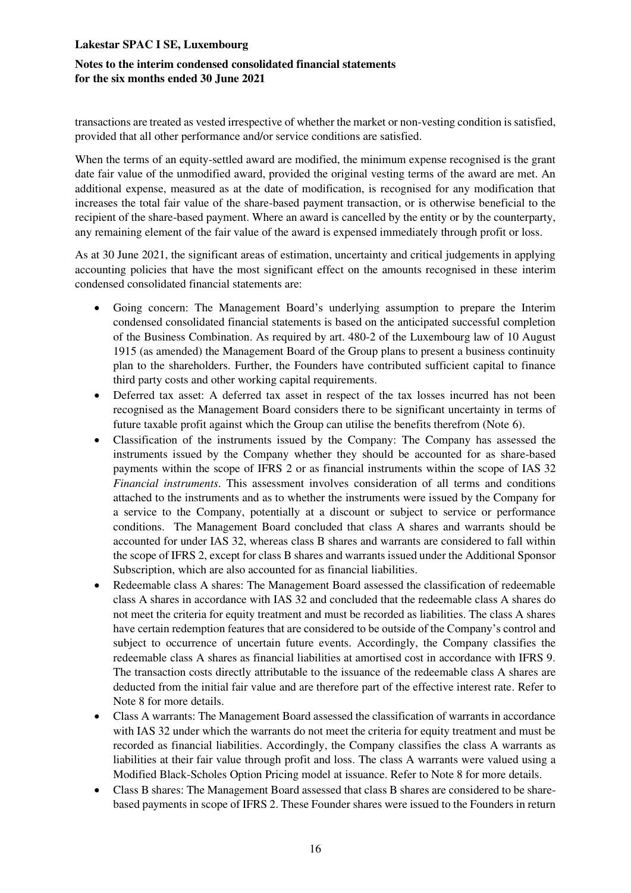transactions are treated as vested irrespective of whether the market or non-vesting condition is satisfied, provided that all other performance and/or service conditions are satisfied.

When the terms of an equity-settled award are modified, the minimum expense recognised is the grant date fair value of the unmodified award, provided the original vesting terms of the award are met. An additional expense, measured as at the date of modification, is recognised for any modification that increases the total fair value of the share-based payment transaction, or is otherwise beneficial to the recipient of the share-based payment. Where an award is cancelled by the entity or by the counterparty, any remaining element of the fair value of the award is expensed immediately through profit or loss.

As at 30 June 2021, the significant areas of estimation, uncertainty and critical judgements in applying accounting policies that have the most significant effect on the amounts recognised in these interim condensed consolidated financial statements are:

- Going concern: The Management Board's underlying assumption to prepare the Interim condensed consolidated financial statements is based on the anticipated successful completion of the Business Combination. As required by art. 480-2 of the Luxembourg law of 10 August 1915 (as amended) the Management Board of the Group plans to present a business continuity plan to the shareholders. Further, the Founders have contributed sufficient capital to finance third party costs and other working capital requirements.
- Deferred tax asset: A deferred tax asset in respect of the tax losses incurred has not been recognised as the Management Board considers there to be significant uncertainty in terms of future taxable profit against which the Group can utilise the benefits therefrom (Note 6).
- Classification of the instruments issued by the Company: The Company has assessed the instruments issued by the Company whether they should be accounted for as share-based payments within the scope of IFRS 2 or as financial instruments within the scope of IAS 32 *Financial instruments*. This assessment involves consideration of all terms and conditions attached to the instruments and as to whether the instruments were issued by the Company for a service to the Company, potentially at a discount or subject to service or performance conditions. The Management Board concluded that class A shares and warrants should be accounted for under IAS 32, whereas class B shares and warrants are considered to fall within the scope of IFRS 2, except for class B shares and warrants issued under the Additional Sponsor Subscription, which are also accounted for as financial liabilities.
- Redeemable class A shares: The Management Board assessed the classification of redeemable class A shares in accordance with IAS 32 and concluded that the redeemable class A shares do not meet the criteria for equity treatment and must be recorded as liabilities. The class A shares have certain redemption features that are considered to be outside of the Company's control and subject to occurrence of uncertain future events. Accordingly, the Company classifies the redeemable class A shares as financial liabilities at amortised cost in accordance with IFRS 9. The transaction costs directly attributable to the issuance of the redeemable class A shares are deducted from the initial fair value and are therefore part of the effective interest rate. Refer to Note 8 for more details.
- Class A warrants: The Management Board assessed the classification of warrants in accordance with IAS 32 under which the warrants do not meet the criteria for equity treatment and must be recorded as financial liabilities. Accordingly, the Company classifies the class A warrants as liabilities at their fair value through profit and loss. The class A warrants were valued using a Modified Black-Scholes Option Pricing model at issuance. Refer to Note 8 for more details.
- Class B shares: The Management Board assessed that class B shares are considered to be share-based payments in scope of IFRS 2. These Founder shares were issued to the Founders in return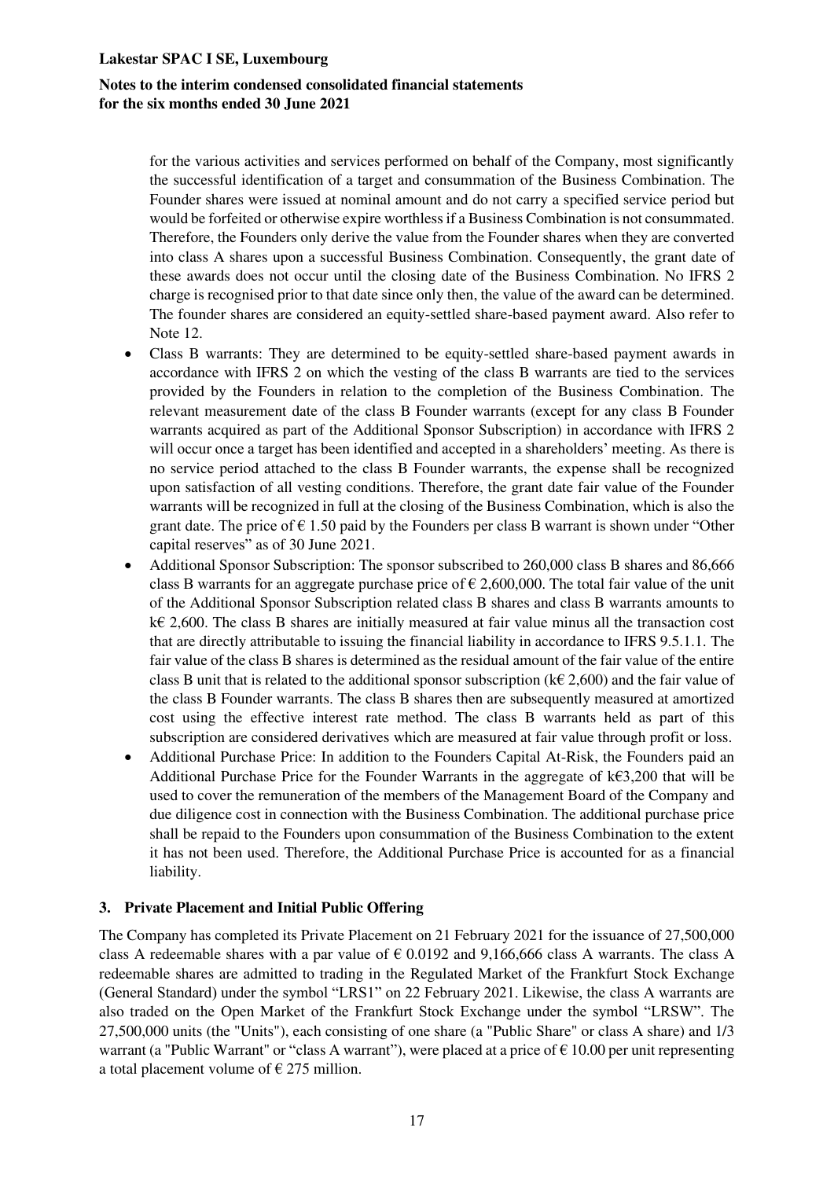for the various activities and services performed on behalf of the Company, most significantly the successful identification of a target and consummation of the Business Combination. The Founder shares were issued at nominal amount and do not carry a specified service period but would be forfeited or otherwise expire worthless if a Business Combination is not consummated. Therefore, the Founders only derive the value from the Founder shares when they are converted into class A shares upon a successful Business Combination. Consequently, the grant date of these awards does not occur until the closing date of the Business Combination. No IFRS 2 charge is recognised prior to that date since only then, the value of the award can be determined. The founder shares are considered an equity-settled share-based payment award. Also refer to Note 12.

- Class B warrants: They are determined to be equity-settled share-based payment awards in accordance with IFRS 2 on which the vesting of the class B warrants are tied to the services provided by the Founders in relation to the completion of the Business Combination. The relevant measurement date of the class B Founder warrants (except for any class B Founder warrants acquired as part of the Additional Sponsor Subscription) in accordance with IFRS 2 will occur once a target has been identified and accepted in a shareholders' meeting. As there is no service period attached to the class B Founder warrants, the expense shall be recognized upon satisfaction of all vesting conditions. Therefore, the grant date fair value of the Founder warrants will be recognized in full at the closing of the Business Combination, which is also the grant date. The price of € 1.50 paid by the Founders per class B warrant is shown under "Other capital reserves" as of 30 June 2021.
- Additional Sponsor Subscription: The sponsor subscribed to 260,000 class B shares and 86,666 class B warrants for an aggregate purchase price of € 2,600,000. The total fair value of the unit of the Additional Sponsor Subscription related class B shares and class B warrants amounts to k€ 2,600. The class B shares are initially measured at fair value minus all the transaction cost that are directly attributable to issuing the financial liability in accordance to IFRS 9.5.1.1. The fair value of the class B shares is determined as the residual amount of the fair value of the entire class B unit that is related to the additional sponsor subscription (k€ 2,600) and the fair value of the class B Founder warrants. The class B shares then are subsequently measured at amortized cost using the effective interest rate method. The class B warrants held as part of this subscription are considered derivatives which are measured at fair value through profit or loss.
- Additional Purchase Price: In addition to the Founders Capital At-Risk, the Founders paid an Additional Purchase Price for the Founder Warrants in the aggregate of k€3,200 that will be used to cover the remuneration of the members of the Management Board of the Company and due diligence cost in connection with the Business Combination. The additional purchase price shall be repaid to the Founders upon consummation of the Business Combination to the extent it has not been used. Therefore, the Additional Purchase Price is accounted for as a financial liability.

## 3. Private Placement and Initial Public Offering

The Company has completed its Private Placement on 21 February 2021 for the issuance of 27,500,000 class A redeemable shares with a par value of € 0.0192 and 9,166,666 class A warrants. The class A redeemable shares are admitted to trading in the Regulated Market of the Frankfurt Stock Exchange (General Standard) under the symbol "LRS1" on 22 February 2021. Likewise, the class A warrants are also traded on the Open Market of the Frankfurt Stock Exchange under the symbol "LRSW". The 27,500,000 units (the "Units"), each consisting of one share (a "Public Share" or class A share) and 1/3 warrant (a "Public Warrant" or "class A warrant"), were placed at a price of € 10.00 per unit representing a total placement volume of € 275 million.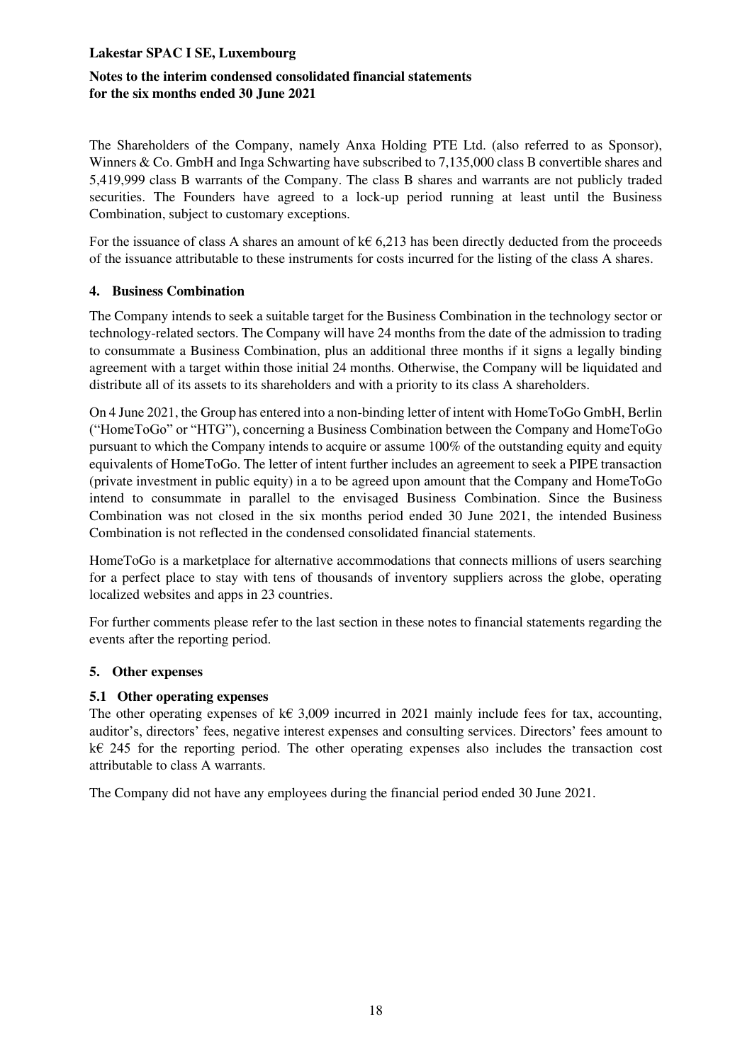The Shareholders of the Company, namely Anxa Holding PTE Ltd. (also referred to as Sponsor), Winners & Co. GmbH and Inga Schwarting have subscribed to 7,135,000 class B convertible shares and 5,419,999 class B warrants of the Company. The class B shares and warrants are not publicly traded securities. The Founders have agreed to a lock-up period running at least until the Business Combination, subject to customary exceptions.

For the issuance of class A shares an amount of k€ 6,213 has been directly deducted from the proceeds of the issuance attributable to these instruments for costs incurred for the listing of the class A shares.

## 4. Business Combination

The Company intends to seek a suitable target for the Business Combination in the technology sector or technology-related sectors. The Company will have 24 months from the date of the admission to trading to consummate a Business Combination, plus an additional three months if it signs a legally binding agreement with a target within those initial 24 months. Otherwise, the Company will be liquidated and distribute all of its assets to its shareholders and with a priority to its class A shareholders.

On 4 June 2021, the Group has entered into a non-binding letter of intent with HomeToGo GmbH, Berlin ("HomeToGo" or "HTG"), concerning a Business Combination between the Company and HomeToGo pursuant to which the Company intends to acquire or assume 100% of the outstanding equity and equity equivalents of HomeToGo. The letter of intent further includes an agreement to seek a PIPE transaction (private investment in public equity) in a to be agreed upon amount that the Company and HomeToGo intend to consummate in parallel to the envisaged Business Combination. Since the Business Combination was not closed in the six months period ended 30 June 2021, the intended Business Combination is not reflected in the condensed consolidated financial statements.

HomeToGo is a marketplace for alternative accommodations that connects millions of users searching for a perfect place to stay with tens of thousands of inventory suppliers across the globe, operating localized websites and apps in 23 countries.

For further comments please refer to the last section in these notes to financial statements regarding the events after the reporting period.

## 5. Other expenses

### 5.1 Other operating expenses

The other operating expenses of k€ 3,009 incurred in 2021 mainly include fees for tax, accounting, auditor's, directors' fees, negative interest expenses and consulting services. Directors' fees amount to k€ 245 for the reporting period. The other operating expenses also includes the transaction cost attributable to class A warrants.

The Company did not have any employees during the financial period ended 30 June 2021.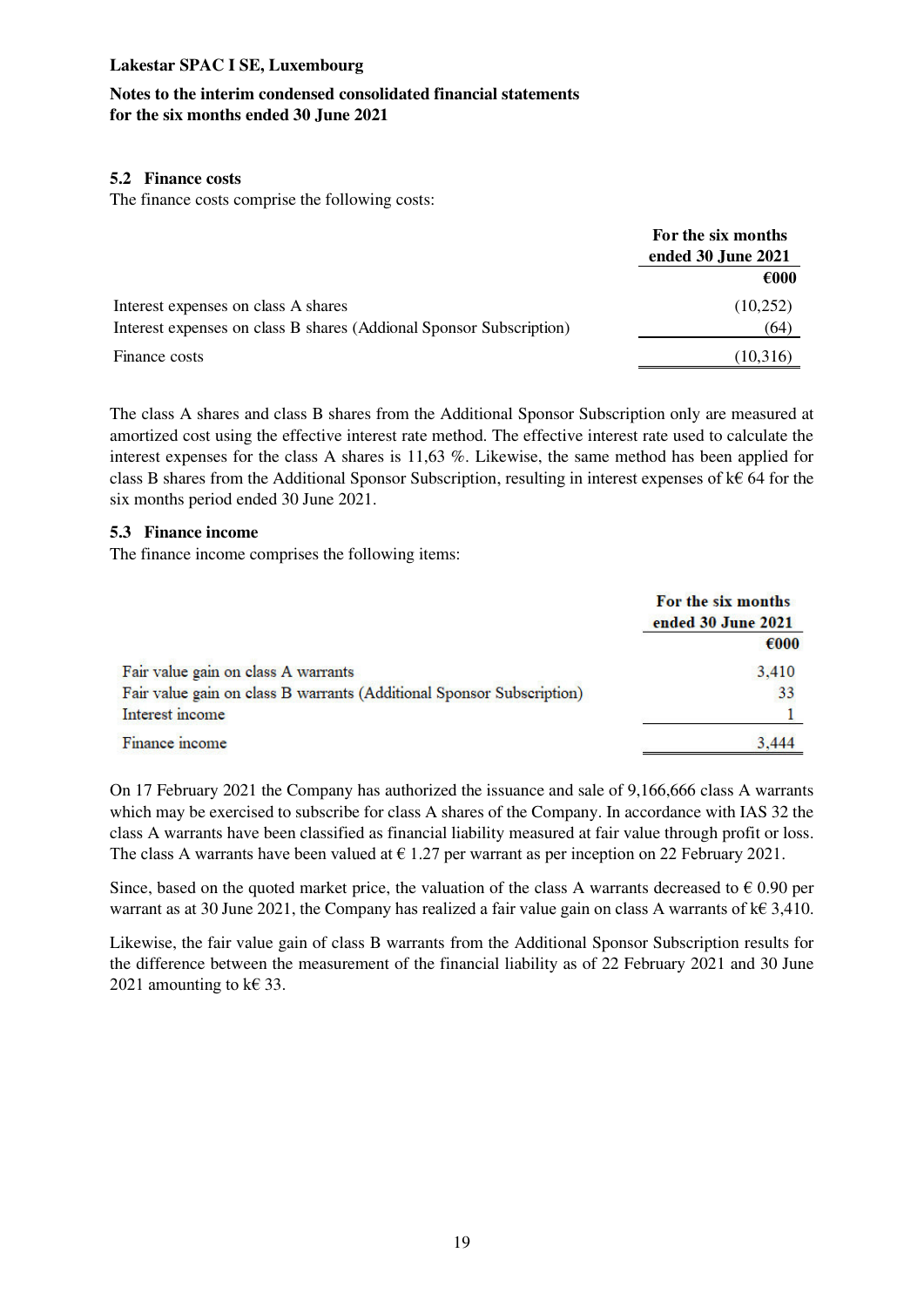**Lakestar SPAC I SE, Luxembourg**

**Notes to the interim condensed consolidated financial statements for the six months ended 30 June 2021**

### 5.2 Finance costs

The finance costs comprise the following costs:

| | For the six months ended 30 June 2021 |
|---|---|
| | €000 |
| Interest expenses on class A shares | (10,252) |
| Interest expenses on class B shares (Addional Sponsor Subscription) | (64) |
| Finance costs | (10,316) |

The class A shares and class B shares from the Additional Sponsor Subscription only are measured at amortized cost using the effective interest rate method. The effective interest rate used to calculate the interest expenses for the class A shares is 11,63 %. Likewise, the same method has been applied for class B shares from the Additional Sponsor Subscription, resulting in interest expenses of k€ 64 for the six months period ended 30 June 2021.

### 5.3 Finance income

The finance income comprises the following items:

| | For the six months ended 30 June 2021 |
|---|---|
| | €000 |
| Fair value gain on class A warrants | 3,410 |
| Fair value gain on class B warrants (Additional Sponsor Subscription) | 33 |
| Interest income | 1 |
| Finance income | 3,444 |

On 17 February 2021 the Company has authorized the issuance and sale of 9,166,666 class A warrants which may be exercised to subscribe for class A shares of the Company. In accordance with IAS 32 the class A warrants have been classified as financial liability measured at fair value through profit or loss. The class A warrants have been valued at € 1.27 per warrant as per inception on 22 February 2021.

Since, based on the quoted market price, the valuation of the class A warrants decreased to € 0.90 per warrant as at 30 June 2021, the Company has realized a fair value gain on class A warrants of k€ 3,410.

Likewise, the fair value gain of class B warrants from the Additional Sponsor Subscription results for the difference between the measurement of the financial liability as of 22 February 2021 and 30 June 2021 amounting to k€ 33.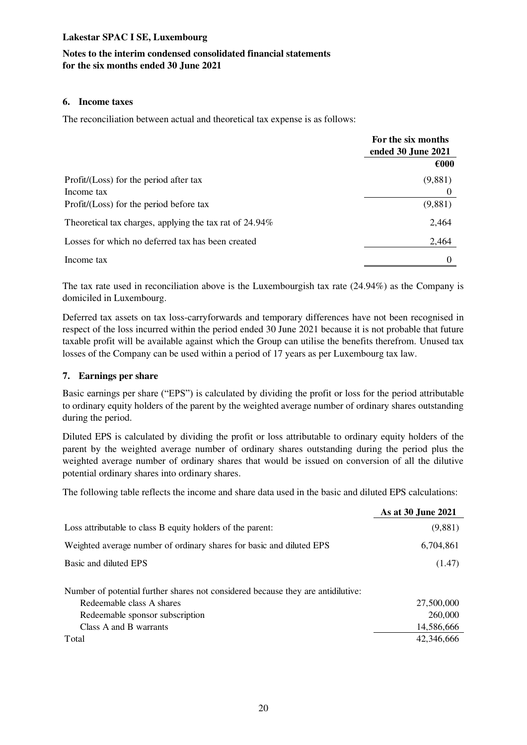**Lakestar SPAC I SE, Luxembourg**

**Notes to the interim condensed consolidated financial statements for the six months ended 30 June 2021**

## 6. Income taxes

The reconciliation between actual and theoretical tax expense is as follows:

| | For the six months ended 30 June 2021 |
|---|---|
| | **€000** |
| Profit/(Loss) for the period after tax | (9,881) |
| Income tax | 0 |
| Profit/(Loss) for the period before tax | (9,881) |
| Theoretical tax charges, applying the tax rat of 24.94% | 2,464 |
| Losses for which no deferred tax has been created | 2,464 |
| Income tax | 0 |

The tax rate used in reconciliation above is the Luxembourgish tax rate (24.94%) as the Company is domiciled in Luxembourg.

Deferred tax assets on tax loss-carryforwards and temporary differences have not been recognised in respect of the loss incurred within the period ended 30 June 2021 because it is not probable that future taxable profit will be available against which the Group can utilise the benefits therefrom. Unused tax losses of the Company can be used within a period of 17 years as per Luxembourg tax law.

## 7. Earnings per share

Basic earnings per share ("EPS") is calculated by dividing the profit or loss for the period attributable to ordinary equity holders of the parent by the weighted average number of ordinary shares outstanding during the period.

Diluted EPS is calculated by dividing the profit or loss attributable to ordinary equity holders of the parent by the weighted average number of ordinary shares outstanding during the period plus the weighted average number of ordinary shares that would be issued on conversion of all the dilutive potential ordinary shares into ordinary shares.

The following table reflects the income and share data used in the basic and diluted EPS calculations:

| | As at 30 June 2021 |
|---|---|
| Loss attributable to class B equity holders of the parent: | (9,881) |
| Weighted average number of ordinary shares for basic and diluted EPS | 6,704,861 |
| Basic and diluted EPS | (1.47) |
| | |
| Number of potential further shares not considered because they are antidilutive: | |
| Redeemable class A shares | 27,500,000 |
| Redeemable sponsor subscription | 260,000 |
| Class A and B warrants | 14,586,666 |
| Total | 42,346,666 |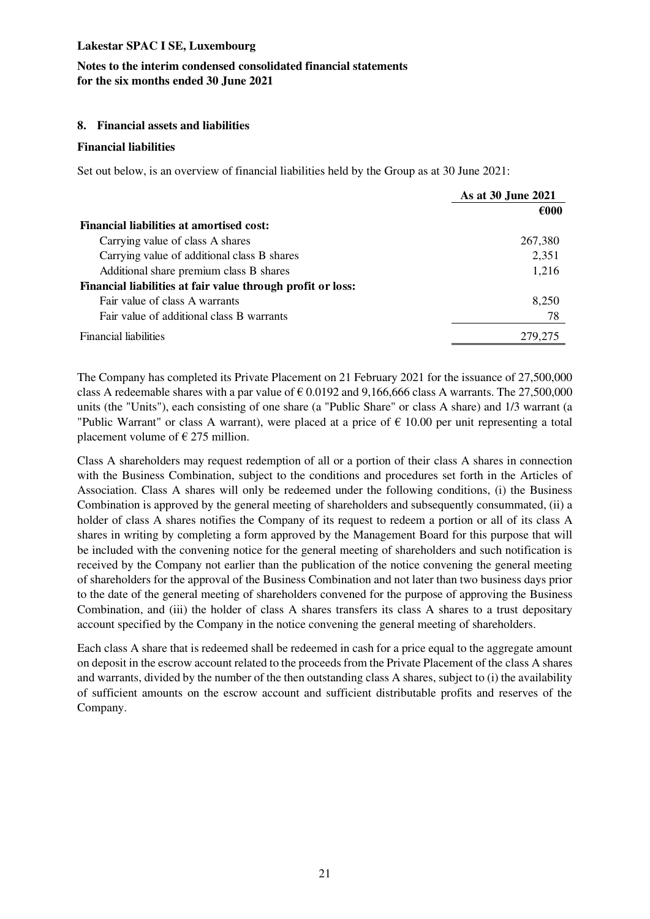## 8. Financial assets and liabilities

### Financial liabilities

Set out below, is an overview of financial liabilities held by the Group as at 30 June 2021:

| | As at 30 June 2021 |
|---|---|
| | €000 |
| **Financial liabilities at amortised cost:** | |
| Carrying value of class A shares | 267,380 |
| Carrying value of additional class B shares | 2,351 |
| Additional share premium class B shares | 1,216 |
| **Financial liabilities at fair value through profit or loss:** | |
| Fair value of class A warrants | 8,250 |
| Fair value of additional class B warrants | 78 |
| Financial liabilities | 279,275 |

The Company has completed its Private Placement on 21 February 2021 for the issuance of 27,500,000 class A redeemable shares with a par value of € 0.0192 and 9,166,666 class A warrants. The 27,500,000 units (the "Units"), each consisting of one share (a "Public Share" or class A share) and 1/3 warrant (a "Public Warrant" or class A warrant), were placed at a price of € 10.00 per unit representing a total placement volume of € 275 million.

Class A shareholders may request redemption of all or a portion of their class A shares in connection with the Business Combination, subject to the conditions and procedures set forth in the Articles of Association. Class A shares will only be redeemed under the following conditions, (i) the Business Combination is approved by the general meeting of shareholders and subsequently consummated, (ii) a holder of class A shares notifies the Company of its request to redeem a portion or all of its class A shares in writing by completing a form approved by the Management Board for this purpose that will be included with the convening notice for the general meeting of shareholders and such notification is received by the Company not earlier than the publication of the notice convening the general meeting of shareholders for the approval of the Business Combination and not later than two business days prior to the date of the general meeting of shareholders convened for the purpose of approving the Business Combination, and (iii) the holder of class A shares transfers its class A shares to a trust depositary account specified by the Company in the notice convening the general meeting of shareholders.

Each class A share that is redeemed shall be redeemed in cash for a price equal to the aggregate amount on deposit in the escrow account related to the proceeds from the Private Placement of the class A shares and warrants, divided by the number of the then outstanding class A shares, subject to (i) the availability of sufficient amounts on the escrow account and sufficient distributable profits and reserves of the Company.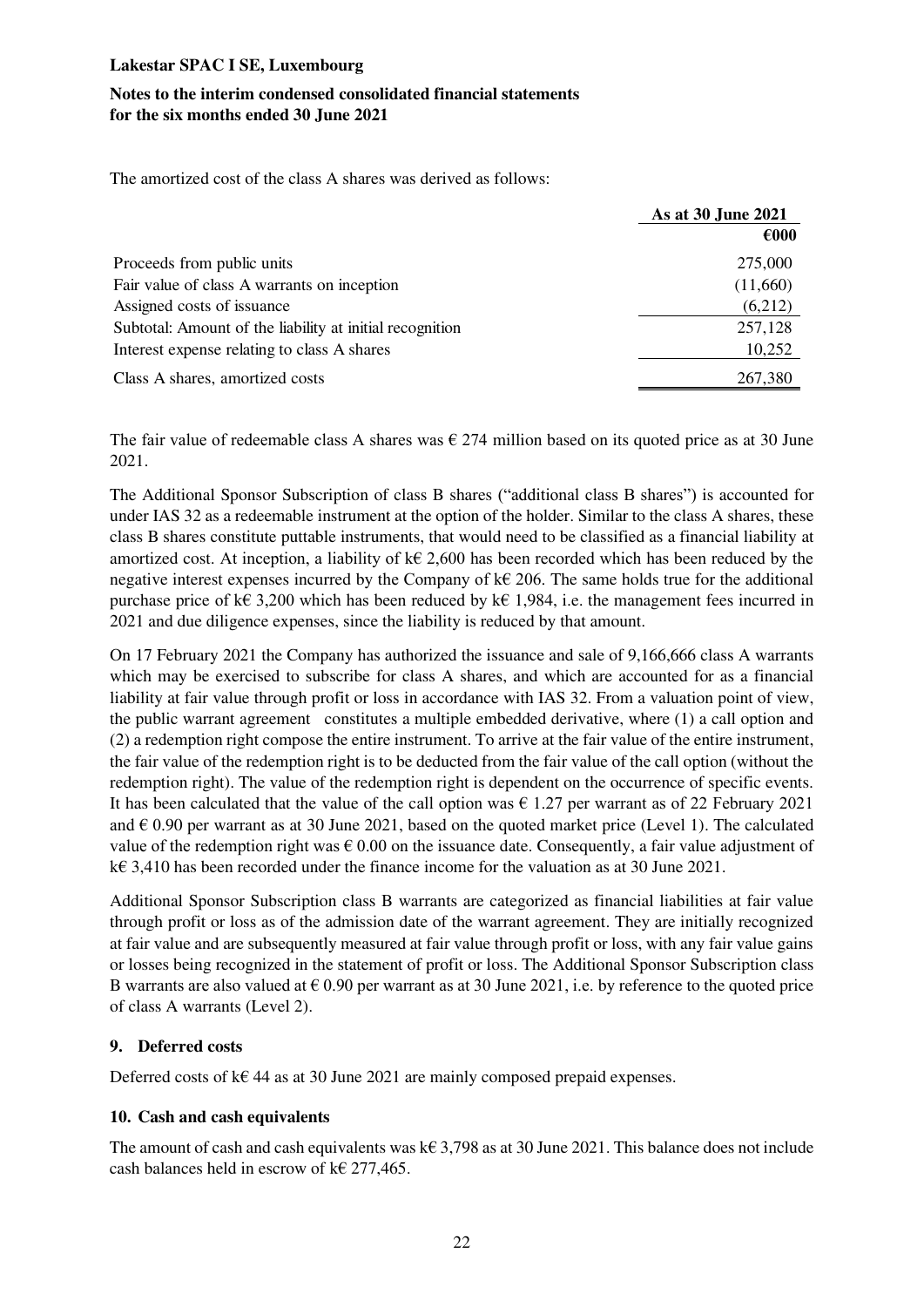The amortized cost of the class A shares was derived as follows:

| | As at 30 June 2021 |
|---|---|
| | €000 |
| Proceeds from public units | 275,000 |
| Fair value of class A warrants on inception | (11,660) |
| Assigned costs of issuance | (6,212) |
| Subtotal: Amount of the liability at initial recognition | 257,128 |
| Interest expense relating to class A shares | 10,252 |
| Class A shares, amortized costs | 267,380 |

The fair value of redeemable class A shares was € 274 million based on its quoted price as at 30 June 2021.

The Additional Sponsor Subscription of class B shares ("additional class B shares") is accounted for under IAS 32 as a redeemable instrument at the option of the holder. Similar to the class A shares, these class B shares constitute puttable instruments, that would need to be classified as a financial liability at amortized cost. At inception, a liability of k€ 2,600 has been recorded which has been reduced by the negative interest expenses incurred by the Company of k€ 206. The same holds true for the additional purchase price of k€ 3,200 which has been reduced by k€ 1,984, i.e. the management fees incurred in 2021 and due diligence expenses, since the liability is reduced by that amount.

On 17 February 2021 the Company has authorized the issuance and sale of 9,166,666 class A warrants which may be exercised to subscribe for class A shares, and which are accounted for as a financial liability at fair value through profit or loss in accordance with IAS 32. From a valuation point of view, the public warrant agreement constitutes a multiple embedded derivative, where (1) a call option and (2) a redemption right compose the entire instrument. To arrive at the fair value of the entire instrument, the fair value of the redemption right is to be deducted from the fair value of the call option (without the redemption right). The value of the redemption right is dependent on the occurrence of specific events. It has been calculated that the value of the call option was € 1.27 per warrant as of 22 February 2021 and € 0.90 per warrant as at 30 June 2021, based on the quoted market price (Level 1). The calculated value of the redemption right was € 0.00 on the issuance date. Consequently, a fair value adjustment of k€ 3,410 has been recorded under the finance income for the valuation as at 30 June 2021.

Additional Sponsor Subscription class B warrants are categorized as financial liabilities at fair value through profit or loss as of the admission date of the warrant agreement. They are initially recognized at fair value and are subsequently measured at fair value through profit or loss, with any fair value gains or losses being recognized in the statement of profit or loss. The Additional Sponsor Subscription class B warrants are also valued at € 0.90 per warrant as at 30 June 2021, i.e. by reference to the quoted price of class A warrants (Level 2).

## 9. Deferred costs

Deferred costs of k€ 44 as at 30 June 2021 are mainly composed prepaid expenses.

## 10. Cash and cash equivalents

The amount of cash and cash equivalents was k€ 3,798 as at 30 June 2021. This balance does not include cash balances held in escrow of k€ 277,465.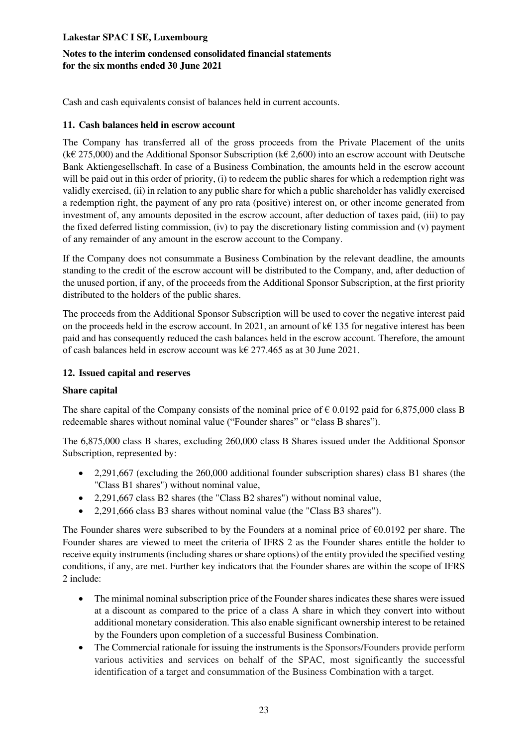Cash and cash equivalents consist of balances held in current accounts.

## 11. Cash balances held in escrow account

The Company has transferred all of the gross proceeds from the Private Placement of the units (k€ 275,000) and the Additional Sponsor Subscription (k€ 2,600) into an escrow account with Deutsche Bank Aktiengesellschaft. In case of a Business Combination, the amounts held in the escrow account will be paid out in this order of priority, (i) to redeem the public shares for which a redemption right was validly exercised, (ii) in relation to any public share for which a public shareholder has validly exercised a redemption right, the payment of any pro rata (positive) interest on, or other income generated from investment of, any amounts deposited in the escrow account, after deduction of taxes paid, (iii) to pay the fixed deferred listing commission, (iv) to pay the discretionary listing commission and (v) payment of any remainder of any amount in the escrow account to the Company.

If the Company does not consummate a Business Combination by the relevant deadline, the amounts standing to the credit of the escrow account will be distributed to the Company, and, after deduction of the unused portion, if any, of the proceeds from the Additional Sponsor Subscription, at the first priority distributed to the holders of the public shares.

The proceeds from the Additional Sponsor Subscription will be used to cover the negative interest paid on the proceeds held in the escrow account. In 2021, an amount of k€ 135 for negative interest has been paid and has consequently reduced the cash balances held in the escrow account. Therefore, the amount of cash balances held in escrow account was k€ 277.465 as at 30 June 2021.

## 12. Issued capital and reserves

### Share capital

The share capital of the Company consists of the nominal price of € 0.0192 paid for 6,875,000 class B redeemable shares without nominal value ("Founder shares" or "class B shares").

The 6,875,000 class B shares, excluding 260,000 class B Shares issued under the Additional Sponsor Subscription, represented by:

- 2,291,667 (excluding the 260,000 additional founder subscription shares) class B1 shares (the "Class B1 shares") without nominal value,
- 2,291,667 class B2 shares (the "Class B2 shares") without nominal value,
- 2,291,666 class B3 shares without nominal value (the "Class B3 shares").

The Founder shares were subscribed to by the Founders at a nominal price of €0.0192 per share. The Founder shares are viewed to meet the criteria of IFRS 2 as the Founder shares entitle the holder to receive equity instruments (including shares or share options) of the entity provided the specified vesting conditions, if any, are met. Further key indicators that the Founder shares are within the scope of IFRS 2 include:

- The minimal nominal subscription price of the Founder shares indicates these shares were issued at a discount as compared to the price of a class A share in which they convert into without additional monetary consideration. This also enable significant ownership interest to be retained by the Founders upon completion of a successful Business Combination.
- The Commercial rationale for issuing the instruments is the Sponsors/Founders provide perform various activities and services on behalf of the SPAC, most significantly the successful identification of a target and consummation of the Business Combination with a target.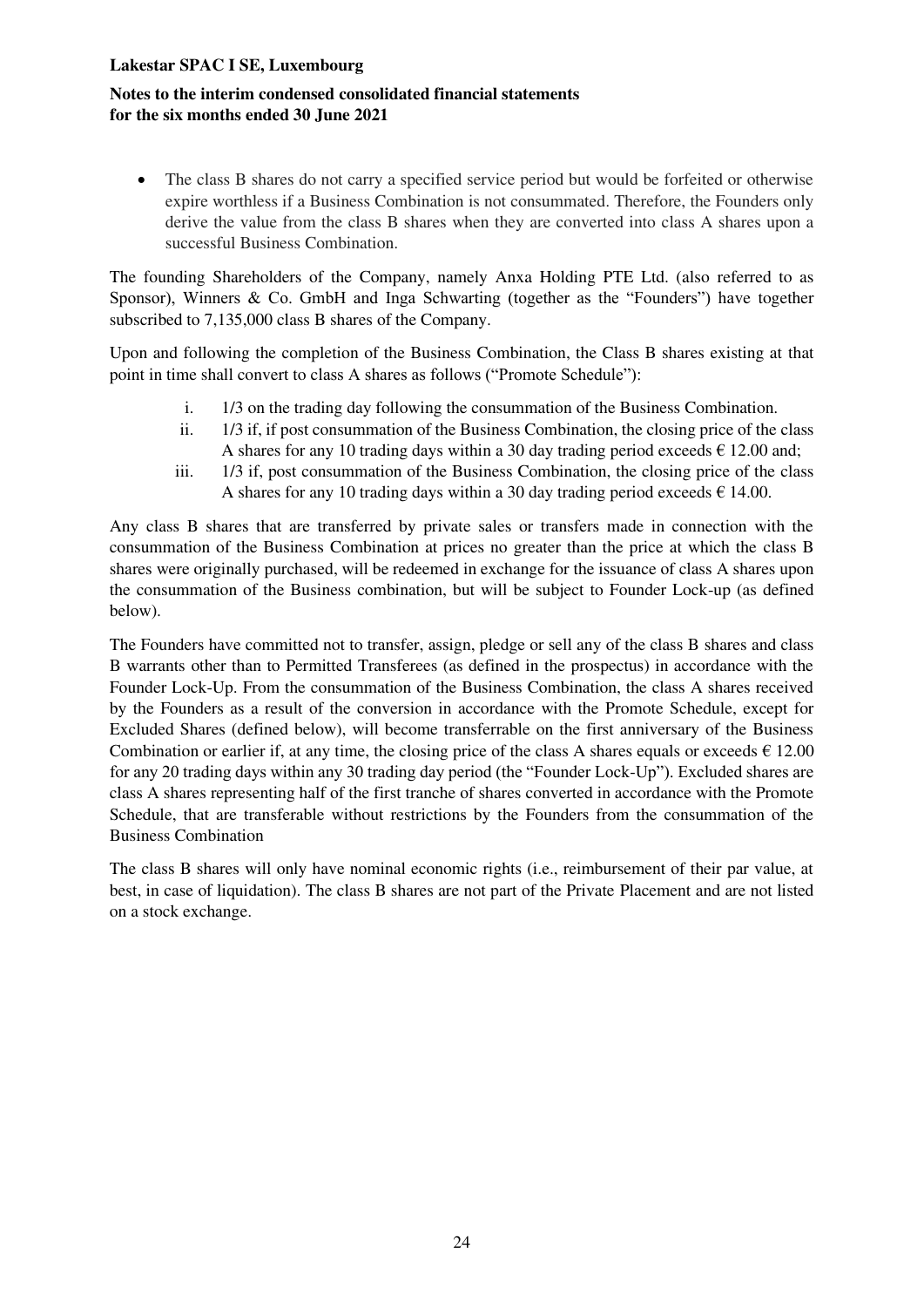- The class B shares do not carry a specified service period but would be forfeited or otherwise expire worthless if a Business Combination is not consummated. Therefore, the Founders only derive the value from the class B shares when they are converted into class A shares upon a successful Business Combination.

The founding Shareholders of the Company, namely Anxa Holding PTE Ltd. (also referred to as Sponsor), Winners & Co. GmbH and Inga Schwarting (together as the "Founders") have together subscribed to 7,135,000 class B shares of the Company.

Upon and following the completion of the Business Combination, the Class B shares existing at that point in time shall convert to class A shares as follows ("Promote Schedule"):

i. 1/3 on the trading day following the consummation of the Business Combination.
ii. 1/3 if, if post consummation of the Business Combination, the closing price of the class A shares for any 10 trading days within a 30 day trading period exceeds € 12.00 and;
iii. 1/3 if, post consummation of the Business Combination, the closing price of the class A shares for any 10 trading days within a 30 day trading period exceeds € 14.00.

Any class B shares that are transferred by private sales or transfers made in connection with the consummation of the Business Combination at prices no greater than the price at which the class B shares were originally purchased, will be redeemed in exchange for the issuance of class A shares upon the consummation of the Business combination, but will be subject to Founder Lock-up (as defined below).

The Founders have committed not to transfer, assign, pledge or sell any of the class B shares and class B warrants other than to Permitted Transferees (as defined in the prospectus) in accordance with the Founder Lock-Up. From the consummation of the Business Combination, the class A shares received by the Founders as a result of the conversion in accordance with the Promote Schedule, except for Excluded Shares (defined below), will become transferrable on the first anniversary of the Business Combination or earlier if, at any time, the closing price of the class A shares equals or exceeds € 12.00 for any 20 trading days within any 30 trading day period (the "Founder Lock-Up"). Excluded shares are class A shares representing half of the first tranche of shares converted in accordance with the Promote Schedule, that are transferable without restrictions by the Founders from the consummation of the Business Combination

The class B shares will only have nominal economic rights (i.e., reimbursement of their par value, at best, in case of liquidation). The class B shares are not part of the Private Placement and are not listed on a stock exchange.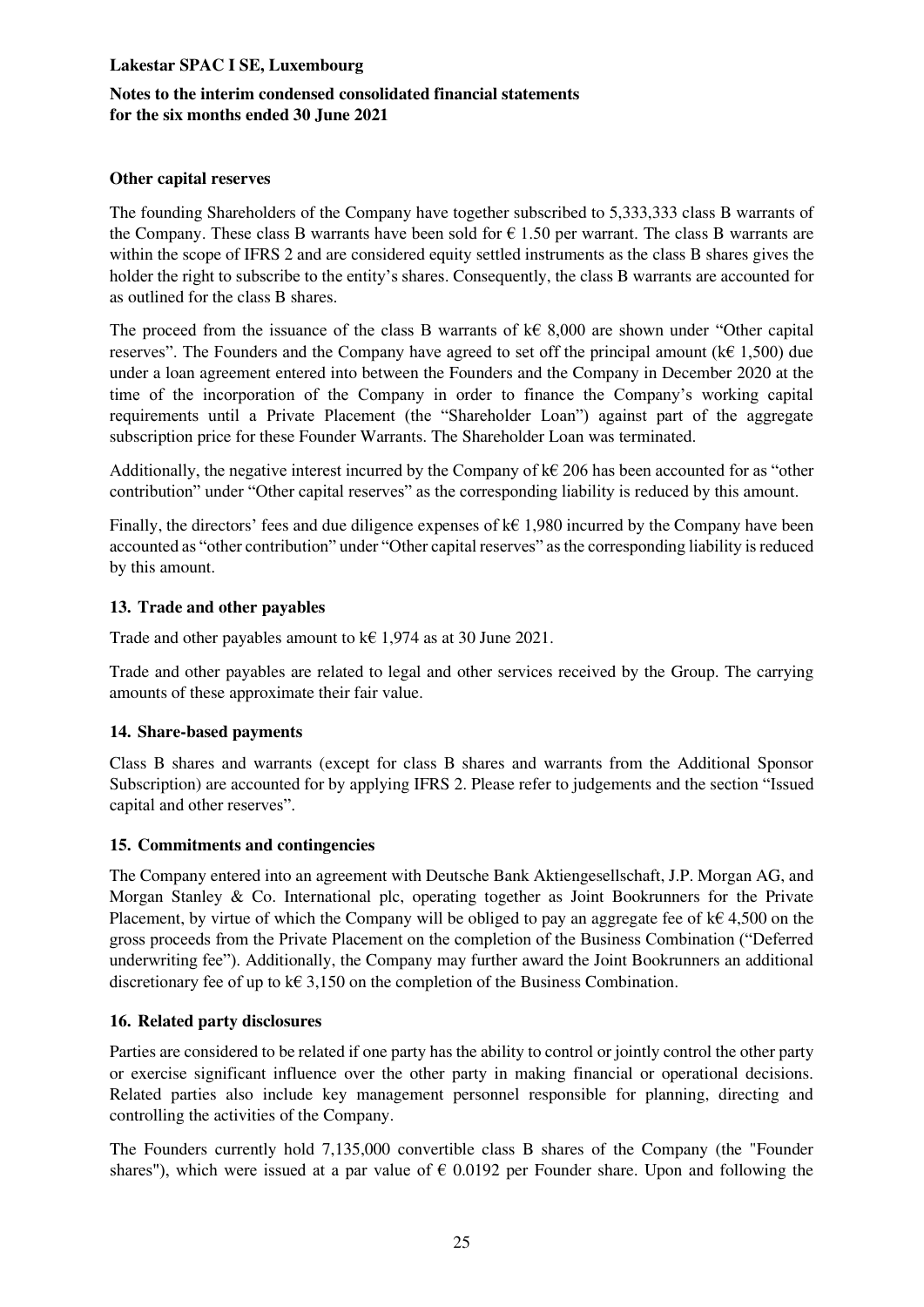#### Other capital reserves

The founding Shareholders of the Company have together subscribed to 5,333,333 class B warrants of the Company. These class B warrants have been sold for € 1.50 per warrant. The class B warrants are within the scope of IFRS 2 and are considered equity settled instruments as the class B shares gives the holder the right to subscribe to the entity's shares. Consequently, the class B warrants are accounted for as outlined for the class B shares.

The proceed from the issuance of the class B warrants of k€ 8,000 are shown under "Other capital reserves". The Founders and the Company have agreed to set off the principal amount (k€ 1,500) due under a loan agreement entered into between the Founders and the Company in December 2020 at the time of the incorporation of the Company in order to finance the Company's working capital requirements until a Private Placement (the "Shareholder Loan") against part of the aggregate subscription price for these Founder Warrants. The Shareholder Loan was terminated.

Additionally, the negative interest incurred by the Company of k€ 206 has been accounted for as "other contribution" under "Other capital reserves" as the corresponding liability is reduced by this amount.

Finally, the directors' fees and due diligence expenses of k€ 1,980 incurred by the Company have been accounted as "other contribution" under "Other capital reserves" as the corresponding liability is reduced by this amount.

## 13. Trade and other payables

Trade and other payables amount to k€ 1,974 as at 30 June 2021.

Trade and other payables are related to legal and other services received by the Group. The carrying amounts of these approximate their fair value.

## 14. Share-based payments

Class B shares and warrants (except for class B shares and warrants from the Additional Sponsor Subscription) are accounted for by applying IFRS 2. Please refer to judgements and the section "Issued capital and other reserves".

## 15. Commitments and contingencies

The Company entered into an agreement with Deutsche Bank Aktiengesellschaft, J.P. Morgan AG, and Morgan Stanley & Co. International plc, operating together as Joint Bookrunners for the Private Placement, by virtue of which the Company will be obliged to pay an aggregate fee of k€ 4,500 on the gross proceeds from the Private Placement on the completion of the Business Combination ("Deferred underwriting fee"). Additionally, the Company may further award the Joint Bookrunners an additional discretionary fee of up to k€ 3,150 on the completion of the Business Combination.

## 16. Related party disclosures

Parties are considered to be related if one party has the ability to control or jointly control the other party or exercise significant influence over the other party in making financial or operational decisions. Related parties also include key management personnel responsible for planning, directing and controlling the activities of the Company.

The Founders currently hold 7,135,000 convertible class B shares of the Company (the "Founder shares"), which were issued at a par value of € 0.0192 per Founder share. Upon and following the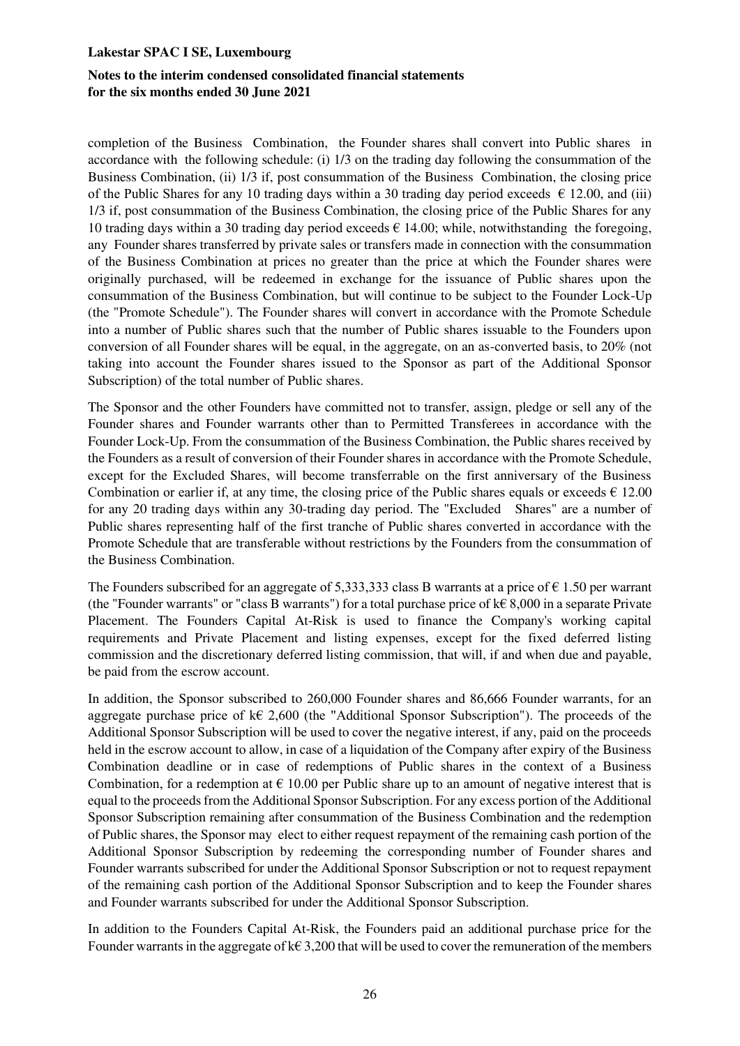completion of the Business Combination, the Founder shares shall convert into Public shares in accordance with the following schedule: (i) 1/3 on the trading day following the consummation of the Business Combination, (ii) 1/3 if, post consummation of the Business Combination, the closing price of the Public Shares for any 10 trading days within a 30 trading day period exceeds € 12.00, and (iii) 1/3 if, post consummation of the Business Combination, the closing price of the Public Shares for any 10 trading days within a 30 trading day period exceeds € 14.00; while, notwithstanding the foregoing, any Founder shares transferred by private sales or transfers made in connection with the consummation of the Business Combination at prices no greater than the price at which the Founder shares were originally purchased, will be redeemed in exchange for the issuance of Public shares upon the consummation of the Business Combination, but will continue to be subject to the Founder Lock-Up (the "Promote Schedule"). The Founder shares will convert in accordance with the Promote Schedule into a number of Public shares such that the number of Public shares issuable to the Founders upon conversion of all Founder shares will be equal, in the aggregate, on an as-converted basis, to 20% (not taking into account the Founder shares issued to the Sponsor as part of the Additional Sponsor Subscription) of the total number of Public shares.

The Sponsor and the other Founders have committed not to transfer, assign, pledge or sell any of the Founder shares and Founder warrants other than to Permitted Transferees in accordance with the Founder Lock-Up. From the consummation of the Business Combination, the Public shares received by the Founders as a result of conversion of their Founder shares in accordance with the Promote Schedule, except for the Excluded Shares, will become transferrable on the first anniversary of the Business Combination or earlier if, at any time, the closing price of the Public shares equals or exceeds € 12.00 for any 20 trading days within any 30-trading day period. The "Excluded Shares" are a number of Public shares representing half of the first tranche of Public shares converted in accordance with the Promote Schedule that are transferable without restrictions by the Founders from the consummation of the Business Combination.

The Founders subscribed for an aggregate of 5,333,333 class B warrants at a price of € 1.50 per warrant (the "Founder warrants" or "class B warrants") for a total purchase price of k€ 8,000 in a separate Private Placement. The Founders Capital At-Risk is used to finance the Company's working capital requirements and Private Placement and listing expenses, except for the fixed deferred listing commission and the discretionary deferred listing commission, that will, if and when due and payable, be paid from the escrow account.

In addition, the Sponsor subscribed to 260,000 Founder shares and 86,666 Founder warrants, for an aggregate purchase price of k€ 2,600 (the "Additional Sponsor Subscription"). The proceeds of the Additional Sponsor Subscription will be used to cover the negative interest, if any, paid on the proceeds held in the escrow account to allow, in case of a liquidation of the Company after expiry of the Business Combination deadline or in case of redemptions of Public shares in the context of a Business Combination, for a redemption at € 10.00 per Public share up to an amount of negative interest that is equal to the proceeds from the Additional Sponsor Subscription. For any excess portion of the Additional Sponsor Subscription remaining after consummation of the Business Combination and the redemption of Public shares, the Sponsor may elect to either request repayment of the remaining cash portion of the Additional Sponsor Subscription by redeeming the corresponding number of Founder shares and Founder warrants subscribed for under the Additional Sponsor Subscription or not to request repayment of the remaining cash portion of the Additional Sponsor Subscription and to keep the Founder shares and Founder warrants subscribed for under the Additional Sponsor Subscription.

In addition to the Founders Capital At-Risk, the Founders paid an additional purchase price for the Founder warrants in the aggregate of k€ 3,200 that will be used to cover the remuneration of the members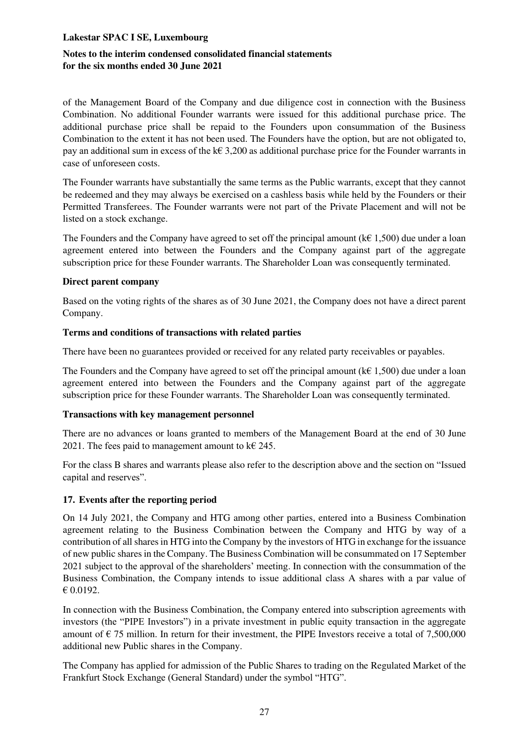of the Management Board of the Company and due diligence cost in connection with the Business Combination. No additional Founder warrants were issued for this additional purchase price. The additional purchase price shall be repaid to the Founders upon consummation of the Business Combination to the extent it has not been used. The Founders have the option, but are not obligated to, pay an additional sum in excess of the k€ 3,200 as additional purchase price for the Founder warrants in case of unforeseen costs.

The Founder warrants have substantially the same terms as the Public warrants, except that they cannot be redeemed and they may always be exercised on a cashless basis while held by the Founders or their Permitted Transferees. The Founder warrants were not part of the Private Placement and will not be listed on a stock exchange.

The Founders and the Company have agreed to set off the principal amount (k€ 1,500) due under a loan agreement entered into between the Founders and the Company against part of the aggregate subscription price for these Founder warrants. The Shareholder Loan was consequently terminated.

**Direct parent company**

Based on the voting rights of the shares as of 30 June 2021, the Company does not have a direct parent Company.

**Terms and conditions of transactions with related parties**

There have been no guarantees provided or received for any related party receivables or payables.

The Founders and the Company have agreed to set off the principal amount (k€ 1,500) due under a loan agreement entered into between the Founders and the Company against part of the aggregate subscription price for these Founder warrants. The Shareholder Loan was consequently terminated.

**Transactions with key management personnel**

There are no advances or loans granted to members of the Management Board at the end of 30 June 2021. The fees paid to management amount to k€ 245.

For the class B shares and warrants please also refer to the description above and the section on "Issued capital and reserves".

## 17. Events after the reporting period

On 14 July 2021, the Company and HTG among other parties, entered into a Business Combination agreement relating to the Business Combination between the Company and HTG by way of a contribution of all shares in HTG into the Company by the investors of HTG in exchange for the issuance of new public shares in the Company. The Business Combination will be consummated on 17 September 2021 subject to the approval of the shareholders' meeting. In connection with the consummation of the Business Combination, the Company intends to issue additional class A shares with a par value of € 0.0192.

In connection with the Business Combination, the Company entered into subscription agreements with investors (the "PIPE Investors") in a private investment in public equity transaction in the aggregate amount of € 75 million. In return for their investment, the PIPE Investors receive a total of 7,500,000 additional new Public shares in the Company.

The Company has applied for admission of the Public Shares to trading on the Regulated Market of the Frankfurt Stock Exchange (General Standard) under the symbol "HTG".